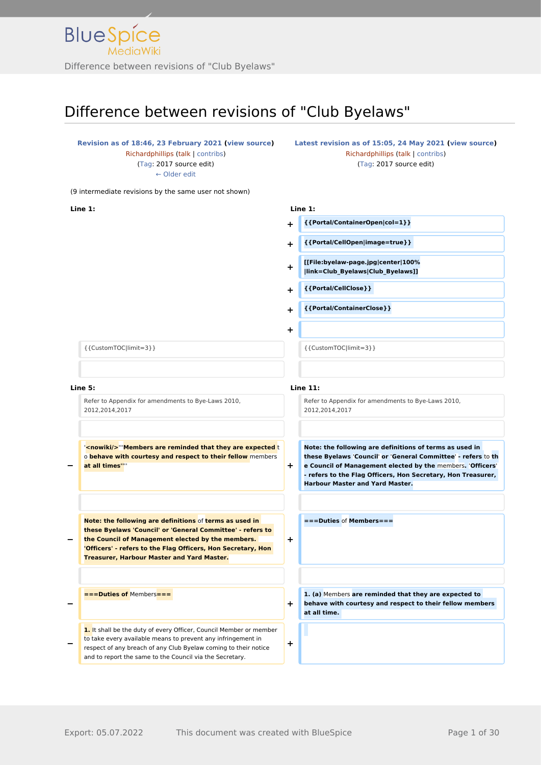# Difference between revisions of "Club Byelaws"

| Revision as of 18:46, 23 February 2021 (view source) | Latest revision as of 15:05, 24 May 2021 (view source) |
|---|---|
| Richardphillips (talk \| contribs) | Richardphillips (talk \| contribs) |
| (Tag: 2017 source edit) | (Tag: 2017 source edit) |
| ← Older edit | |

(9 intermediate revisions by the same user not shown)

| | Line 1: | | Line 1: |
|---|---|---|---|
| | | + | **{{Portal/ContainerOpen\|col=1}}** |
| | | + | **{{Portal/CellOpen\|image=true}}** |
| | | + | **[[File:byelaw-page.jpg\|center\|100% \|link=Club_Byelaws\|Club_Byelaws]]** |
| | | + | **{{Portal/CellClose}}** |
| | | + | **{{Portal/ContainerClose}}** |
| | | + | |
| | {{CustomTOC\|limit=3}} | | {{CustomTOC\|limit=3}} |
| | | | |
| | **Line 5:** | | **Line 11:** |
| | Refer to Appendix for amendments to Bye-Laws 2010, 2012,2014,2017 | | Refer to Appendix for amendments to Bye-Laws 2010, 2012,2014,2017 |
| | | | |
| − | '**<nowiki/>'''Members are reminded that they are expected** to **behave with courtesy and respect to their fellow** members **at all times'''** | + | **Note: the following are definitions of terms as used in these Byelaws** 'Council' **or** 'General Committee' **- refers** to **th**e **Council of Management elected by the** members**.** 'Officers' **- refers to the Flag Officers, Hon Secretary, Hon Treasurer, Harbour Master and Yard Master.** |
| | | | |
| − | **Note: the following are definitions** of **terms as used in these Byelaws 'Council' or 'General Committee' - refers to the Council of Management elected by the members. 'Officers' - refers to the Flag Officers, Hon Secretary, Hon Treasurer, Harbour Master and Yard Master.** | + | **===Duties** of **Members===** |
| | | | |
| − | **===Duties of** Members**===** | + | **1. (a)** Members **are reminded that they are expected to behave with courtesy and respect to their fellow members at all time.** |
| − | **1.** It shall be the duty of every Officer, Council Member or member to take every available means to prevent any infringement in respect of any breach of any Club Byelaw coming to their notice and to report the same to the Council via the Secretary. | + | |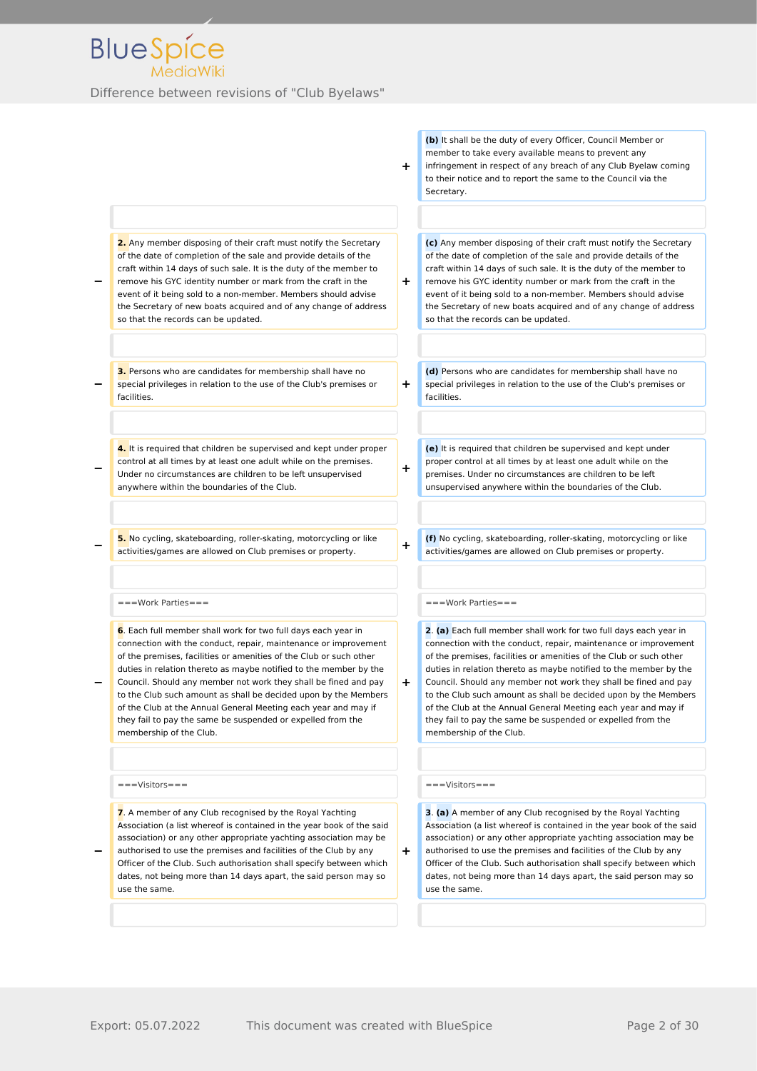Difference between revisions of "Club Byelaws"

| | Old revision | | New revision |
|---|---|---|---|
| | | + | **(b)** It shall be the duty of every Officer, Council Member or member to take every available means to prevent any infringement in respect of any breach of any Club Byelaw coming to their notice and to report the same to the Council via the Secretary. |
| | | | |
| − | **2.** Any member disposing of their craft must notify the Secretary of the date of completion of the sale and provide details of the craft within 14 days of such sale. It is the duty of the member to remove his GYC identity number or mark from the craft in the event of it being sold to a non-member. Members should advise the Secretary of new boats acquired and of any change of address so that the records can be updated. | + | **(c)** Any member disposing of their craft must notify the Secretary of the date of completion of the sale and provide details of the craft within 14 days of such sale. It is the duty of the member to remove his GYC identity number or mark from the craft in the event of it being sold to a non-member. Members should advise the Secretary of new boats acquired and of any change of address so that the records can be updated. |
| | | | |
| − | **3.** Persons who are candidates for membership shall have no special privileges in relation to the use of the Club's premises or facilities. | + | **(d)** Persons who are candidates for membership shall have no special privileges in relation to the use of the Club's premises or facilities. |
| | | | |
| − | **4.** It is required that children be supervised and kept under proper control at all times by at least one adult while on the premises. Under no circumstances are children to be left unsupervised anywhere within the boundaries of the Club. | + | **(e)** It is required that children be supervised and kept under proper control at all times by at least one adult while on the premises. Under no circumstances are children to be left unsupervised anywhere within the boundaries of the Club. |
| | | | |
| − | **5.** No cycling, skateboarding, roller-skating, motorcycling or like activities/games are allowed on Club premises or property. | + | **(f)** No cycling, skateboarding, roller-skating, motorcycling or like activities/games are allowed on Club premises or property. |
| | | | |
| | ===Work Parties=== | | ===Work Parties=== |
| − | **6**. Each full member shall work for two full days each year in connection with the conduct, repair, maintenance or improvement of the premises, facilities or amenities of the Club or such other duties in relation thereto as maybe notified to the member by the Council. Should any member not work they shall be fined and pay to the Club such amount as shall be decided upon by the Members of the Club at the Annual General Meeting each year and may if they fail to pay the same be suspended or expelled from the membership of the Club. | + | **2**. **(a)** Each full member shall work for two full days each year in connection with the conduct, repair, maintenance or improvement of the premises, facilities or amenities of the Club or such other duties in relation thereto as maybe notified to the member by the Council. Should any member not work they shall be fined and pay to the Club such amount as shall be decided upon by the Members of the Club at the Annual General Meeting each year and may if they fail to pay the same be suspended or expelled from the membership of the Club. |
| | | | |
| | ===Visitors=== | | ===Visitors=== |
| − | **7**. A member of any Club recognised by the Royal Yachting Association (a list whereof is contained in the year book of the said association) or any other appropriate yachting association may be authorised to use the premises and facilities of the Club by any Officer of the Club. Such authorisation shall specify between which dates, not being more than 14 days apart, the said person may so use the same. | + | **3**. **(a)** A member of any Club recognised by the Royal Yachting Association (a list whereof is contained in the year book of the said association) or any other appropriate yachting association may be authorised to use the premises and facilities of the Club by any Officer of the Club. Such authorisation shall specify between which dates, not being more than 14 days apart, the said person may so use the same. |
| | | | |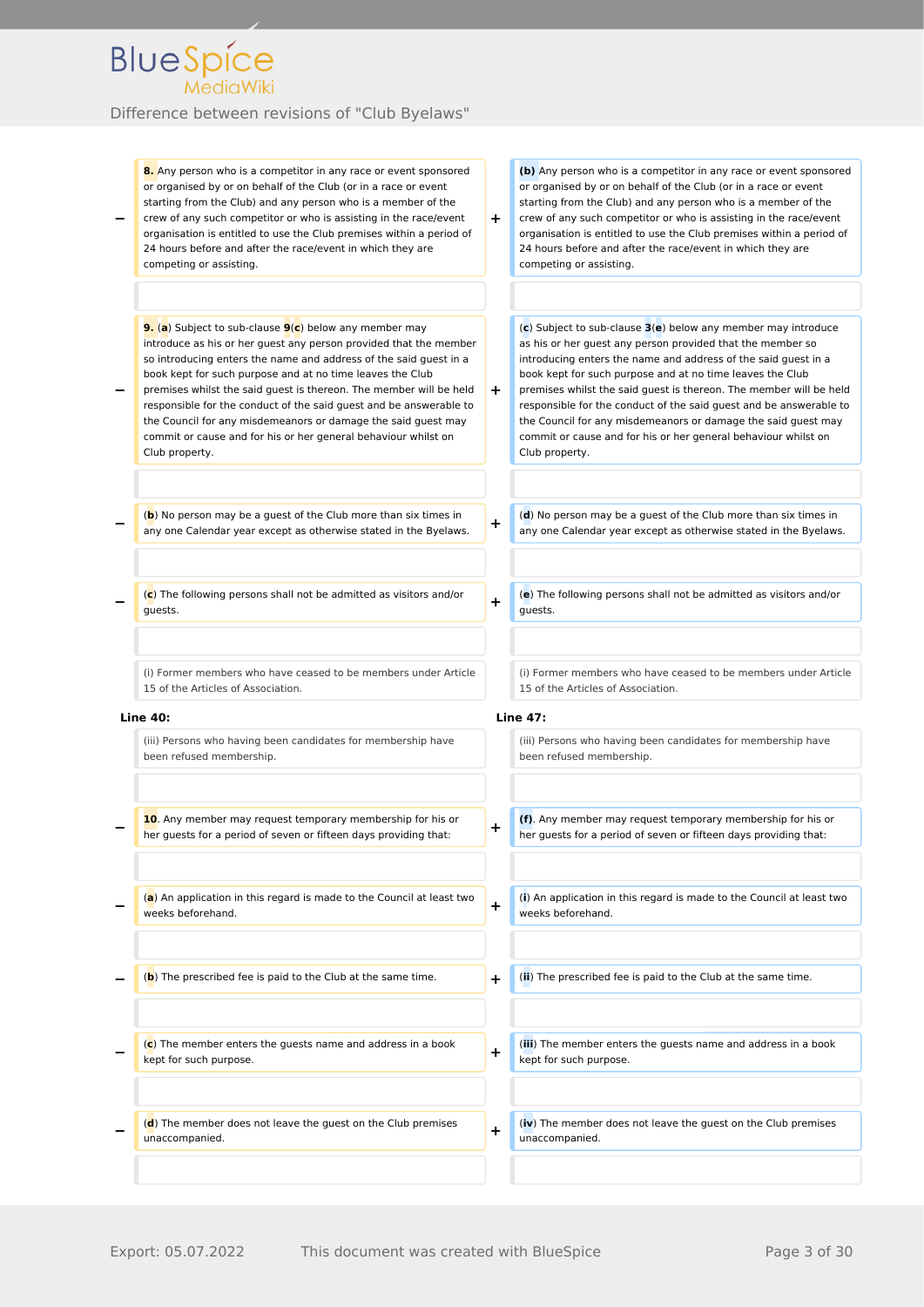Difference between revisions of "Club Byelaws"

| | Old revision | | New revision |
|---|---|---|---|
| − | **8.** Any person who is a competitor in any race or event sponsored or organised by or on behalf of the Club (or in a race or event starting from the Club) and any person who is a member of the crew of any such competitor or who is assisting in the race/event organisation is entitled to use the Club premises within a period of 24 hours before and after the race/event in which they are competing or assisting. | + | **(b)** Any person who is a competitor in any race or event sponsored or organised by or on behalf of the Club (or in a race or event starting from the Club) and any person who is a member of the crew of any such competitor or who is assisting in the race/event organisation is entitled to use the Club premises within a period of 24 hours before and after the race/event in which they are competing or assisting. |
| | | | |
| − | **9.** (**a**) Subject to sub-clause **9**(**c**) below any member may introduce as his or her guest any person provided that the member so introducing enters the name and address of the said guest in a book kept for such purpose and at no time leaves the Club premises whilst the said guest is thereon. The member will be held responsible for the conduct of the said guest and be answerable to the Council for any misdemeanors or damage the said guest may commit or cause and for his or her general behaviour whilst on Club property. | + | (**c**) Subject to sub-clause **3**(**e**) below any member may introduce as his or her guest any person provided that the member so introducing enters the name and address of the said guest in a book kept for such purpose and at no time leaves the Club premises whilst the said guest is thereon. The member will be held responsible for the conduct of the said guest and be answerable to the Council for any misdemeanors or damage the said guest may commit or cause and for his or her general behaviour whilst on Club property. |
| | | | |
| − | (**b**) No person may be a guest of the Club more than six times in any one Calendar year except as otherwise stated in the Byelaws. | + | (**d**) No person may be a guest of the Club more than six times in any one Calendar year except as otherwise stated in the Byelaws. |
| | | | |
| − | (**c**) The following persons shall not be admitted as visitors and/or guests. | + | (**e**) The following persons shall not be admitted as visitors and/or guests. |
| | | | |
| | (i) Former members who have ceased to be members under Article 15 of the Articles of Association. | | (i) Former members who have ceased to be members under Article 15 of the Articles of Association. |
| | **Line 40:** | | **Line 47:** |
| | (iii) Persons who having been candidates for membership have been refused membership. | | (iii) Persons who having been candidates for membership have been refused membership. |
| | | | |
| − | **10**. Any member may request temporary membership for his or her guests for a period of seven or fifteen days providing that: | + | **(f)**. Any member may request temporary membership for his or her guests for a period of seven or fifteen days providing that: |
| | | | |
| − | (**a**) An application in this regard is made to the Council at least two weeks beforehand. | + | (**i**) An application in this regard is made to the Council at least two weeks beforehand. |
| | | | |
| − | (**b**) The prescribed fee is paid to the Club at the same time. | + | (**ii**) The prescribed fee is paid to the Club at the same time. |
| | | | |
| − | (**c**) The member enters the guests name and address in a book kept for such purpose. | + | (**iii**) The member enters the guests name and address in a book kept for such purpose. |
| | | | |
| − | (**d**) The member does not leave the guest on the Club premises unaccompanied. | + | (**iv**) The member does not leave the guest on the Club premises unaccompanied. |
| | | | |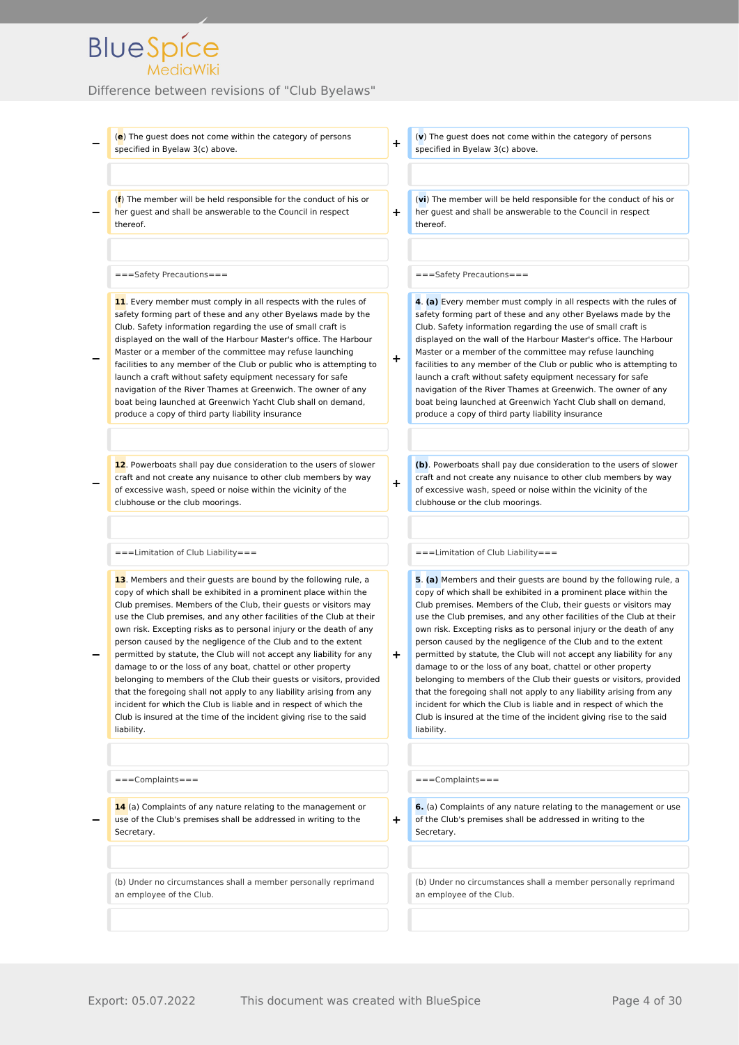Difference between revisions of "Club Byelaws"

| | Old revision | | New revision |
|---|---|---|---|
| − | (**e**) The guest does not come within the category of persons specified in Byelaw 3(c) above. | + | (**v**) The guest does not come within the category of persons specified in Byelaw 3(c) above. |
| | | | |
| − | (**f**) The member will be held responsible for the conduct of his or her guest and shall be answerable to the Council in respect thereof. | + | (**vi**) The member will be held responsible for the conduct of his or her guest and shall be answerable to the Council in respect thereof. |
| | | | |
| | ===Safety Precautions=== | | ===Safety Precautions=== |
| − | **11**. Every member must comply in all respects with the rules of safety forming part of these and any other Byelaws made by the Club. Safety information regarding the use of small craft is displayed on the wall of the Harbour Master's office. The Harbour Master or a member of the committee may refuse launching facilities to any member of the Club or public who is attempting to launch a craft without safety equipment necessary for safe navigation of the River Thames at Greenwich. The owner of any boat being launched at Greenwich Yacht Club shall on demand, produce a copy of third party liability insurance | + | **4**. **(a)** Every member must comply in all respects with the rules of safety forming part of these and any other Byelaws made by the Club. Safety information regarding the use of small craft is displayed on the wall of the Harbour Master's office. The Harbour Master or a member of the committee may refuse launching facilities to any member of the Club or public who is attempting to launch a craft without safety equipment necessary for safe navigation of the River Thames at Greenwich. The owner of any boat being launched at Greenwich Yacht Club shall on demand, produce a copy of third party liability insurance |
| | | | |
| − | **12**. Powerboats shall pay due consideration to the users of slower craft and not create any nuisance to other club members by way of excessive wash, speed or noise within the vicinity of the clubhouse or the club moorings. | + | **(b)**. Powerboats shall pay due consideration to the users of slower craft and not create any nuisance to other club members by way of excessive wash, speed or noise within the vicinity of the clubhouse or the club moorings. |
| | | | |
| | ===Limitation of Club Liability=== | | ===Limitation of Club Liability=== |
| − | **13**. Members and their guests are bound by the following rule, a copy of which shall be exhibited in a prominent place within the Club premises. Members of the Club, their guests or visitors may use the Club premises, and any other facilities of the Club at their own risk. Excepting risks as to personal injury or the death of any person caused by the negligence of the Club and to the extent permitted by statute, the Club will not accept any liability for any damage to or the loss of any boat, chattel or other property belonging to members of the Club their guests or visitors, provided that the foregoing shall not apply to any liability arising from any incident for which the Club is liable and in respect of which the Club is insured at the time of the incident giving rise to the said liability. | + | **5**. **(a)** Members and their guests are bound by the following rule, a copy of which shall be exhibited in a prominent place within the Club premises. Members of the Club, their guests or visitors may use the Club premises, and any other facilities of the Club at their own risk. Excepting risks as to personal injury or the death of any person caused by the negligence of the Club and to the extent permitted by statute, the Club will not accept any liability for any damage to or the loss of any boat, chattel or other property belonging to members of the Club their guests or visitors, provided that the foregoing shall not apply to any liability arising from any incident for which the Club is liable and in respect of which the Club is insured at the time of the incident giving rise to the said liability. |
| | | | |
| | ===Complaints=== | | ===Complaints=== |
| − | **14** (a) Complaints of any nature relating to the management or use of the Club's premises shall be addressed in writing to the Secretary. | + | **6.** (a) Complaints of any nature relating to the management or use of the Club's premises shall be addressed in writing to the Secretary. |
| | | | |
| | (b) Under no circumstances shall a member personally reprimand an employee of the Club. | | (b) Under no circumstances shall a member personally reprimand an employee of the Club. |
| | | | |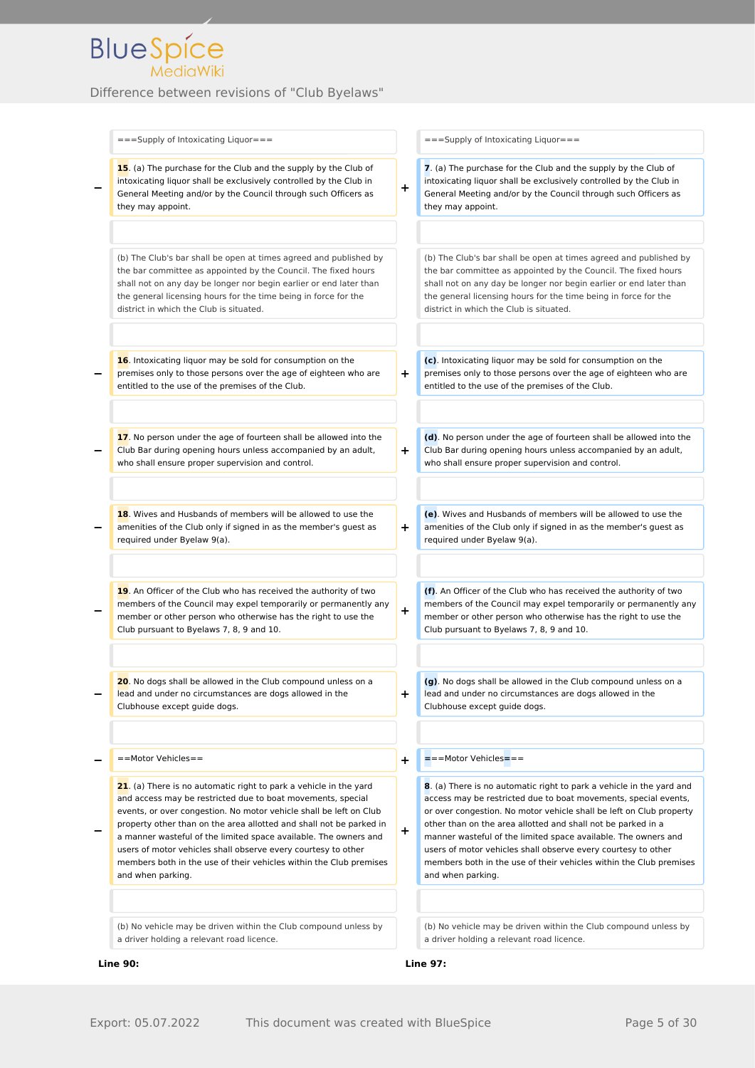| | | | |
|---|---|---|---|
| | ===Supply of Intoxicating Liquor=== | | ===Supply of Intoxicating Liquor=== |
| − | **15**. (a) The purchase for the Club and the supply by the Club of intoxicating liquor shall be exclusively controlled by the Club in General Meeting and/or by the Council through such Officers as they may appoint. | + | **7**. (a) The purchase for the Club and the supply by the Club of intoxicating liquor shall be exclusively controlled by the Club in General Meeting and/or by the Council through such Officers as they may appoint. |
| | | | |
| | (b) The Club's bar shall be open at times agreed and published by the bar committee as appointed by the Council. The fixed hours shall not on any day be longer nor begin earlier or end later than the general licensing hours for the time being in force for the district in which the Club is situated. | | (b) The Club's bar shall be open at times agreed and published by the bar committee as appointed by the Council. The fixed hours shall not on any day be longer nor begin earlier or end later than the general licensing hours for the time being in force for the district in which the Club is situated. |
| | | | |
| − | **16**. Intoxicating liquor may be sold for consumption on the premises only to those persons over the age of eighteen who are entitled to the use of the premises of the Club. | + | **(c)**. Intoxicating liquor may be sold for consumption on the premises only to those persons over the age of eighteen who are entitled to the use of the premises of the Club. |
| | | | |
| − | **17**. No person under the age of fourteen shall be allowed into the Club Bar during opening hours unless accompanied by an adult, who shall ensure proper supervision and control. | + | **(d)**. No person under the age of fourteen shall be allowed into the Club Bar during opening hours unless accompanied by an adult, who shall ensure proper supervision and control. |
| | | | |
| − | **18**. Wives and Husbands of members will be allowed to use the amenities of the Club only if signed in as the member's guest as required under Byelaw 9(a). | + | **(e)**. Wives and Husbands of members will be allowed to use the amenities of the Club only if signed in as the member's guest as required under Byelaw 9(a). |
| | | | |
| − | **19**. An Officer of the Club who has received the authority of two members of the Council may expel temporarily or permanently any member or other person who otherwise has the right to use the Club pursuant to Byelaws 7, 8, 9 and 10. | + | **(f)**. An Officer of the Club who has received the authority of two members of the Council may expel temporarily or permanently any member or other person who otherwise has the right to use the Club pursuant to Byelaws 7, 8, 9 and 10. |
| | | | |
| − | **20**. No dogs shall be allowed in the Club compound unless on a lead and under no circumstances are dogs allowed in the Clubhouse except guide dogs. | + | **(g)**. No dogs shall be allowed in the Club compound unless on a lead and under no circumstances are dogs allowed in the Clubhouse except guide dogs. |
| | | | |
| − | ==Motor Vehicles== | + | **=**==Motor Vehicles==**=** |
| − | **21**. (a) There is no automatic right to park a vehicle in the yard and access may be restricted due to boat movements, special events, or over congestion. No motor vehicle shall be left on Club property other than on the area allotted and shall not be parked in a manner wasteful of the limited space available. The owners and users of motor vehicles shall observe every courtesy to other members both in the use of their vehicles within the Club premises and when parking. | + | **8**. (a) There is no automatic right to park a vehicle in the yard and access may be restricted due to boat movements, special events, or over congestion. No motor vehicle shall be left on Club property other than on the area allotted and shall not be parked in a manner wasteful of the limited space available. The owners and users of motor vehicles shall observe every courtesy to other members both in the use of their vehicles within the Club premises and when parking. |
| | | | |
| | (b) No vehicle may be driven within the Club compound unless by a driver holding a relevant road licence. | | (b) No vehicle may be driven within the Club compound unless by a driver holding a relevant road licence. |
| | **Line 90:** | | **Line 97:** |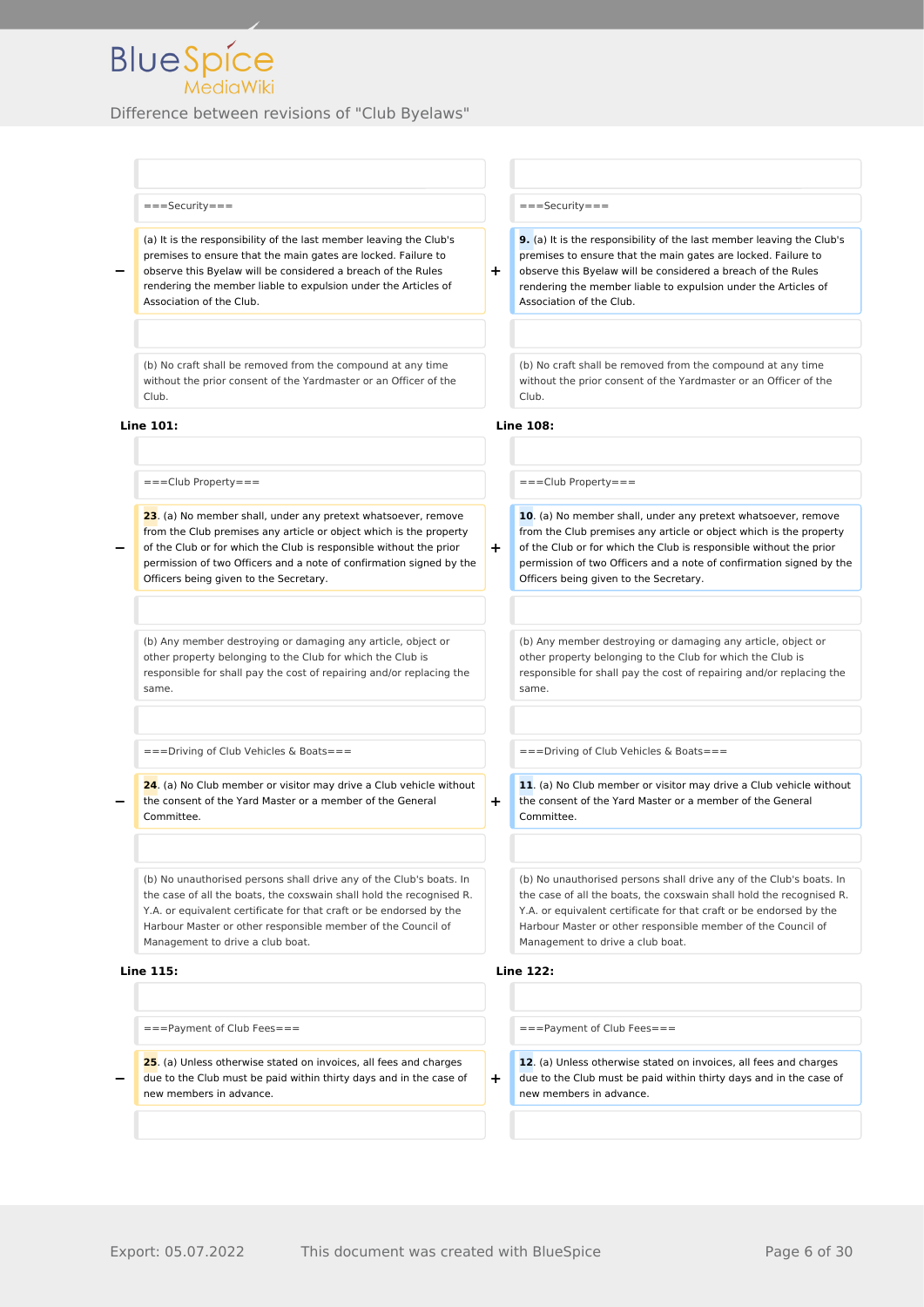Difference between revisions of "Club Byelaws"

| | | | |
|---|---|---|---|
| | ===Security=== | | ===Security=== |
| − | (a) It is the responsibility of the last member leaving the Club's premises to ensure that the main gates are locked. Failure to observe this Byelaw will be considered a breach of the Rules rendering the member liable to expulsion under the Articles of Association of the Club. | + | **9.** (a) It is the responsibility of the last member leaving the Club's premises to ensure that the main gates are locked. Failure to observe this Byelaw will be considered a breach of the Rules rendering the member liable to expulsion under the Articles of Association of the Club. |
| | | | |
| | (b) No craft shall be removed from the compound at any time without the prior consent of the Yardmaster or an Officer of the Club. | | (b) No craft shall be removed from the compound at any time without the prior consent of the Yardmaster or an Officer of the Club. |
| **Line 101:** | | **Line 108:** | |
| | | | |
| | ===Club Property=== | | ===Club Property=== |
| − | **23**. (a) No member shall, under any pretext whatsoever, remove from the Club premises any article or object which is the property of the Club or for which the Club is responsible without the prior permission of two Officers and a note of confirmation signed by the Officers being given to the Secretary. | + | **10**. (a) No member shall, under any pretext whatsoever, remove from the Club premises any article or object which is the property of the Club or for which the Club is responsible without the prior permission of two Officers and a note of confirmation signed by the Officers being given to the Secretary. |
| | | | |
| | (b) Any member destroying or damaging any article, object or other property belonging to the Club for which the Club is responsible for shall pay the cost of repairing and/or replacing the same. | | (b) Any member destroying or damaging any article, object or other property belonging to the Club for which the Club is responsible for shall pay the cost of repairing and/or replacing the same. |
| | | | |
| | ===Driving of Club Vehicles & Boats=== | | ===Driving of Club Vehicles & Boats=== |
| − | **24**. (a) No Club member or visitor may drive a Club vehicle without the consent of the Yard Master or a member of the General Committee. | + | **11**. (a) No Club member or visitor may drive a Club vehicle without the consent of the Yard Master or a member of the General Committee. |
| | | | |
| | (b) No unauthorised persons shall drive any of the Club's boats. In the case of all the boats, the coxswain shall hold the recognised R.Y.A. or equivalent certificate for that craft or be endorsed by the Harbour Master or other responsible member of the Council of Management to drive a club boat. | | (b) No unauthorised persons shall drive any of the Club's boats. In the case of all the boats, the coxswain shall hold the recognised R.Y.A. or equivalent certificate for that craft or be endorsed by the Harbour Master or other responsible member of the Council of Management to drive a club boat. |
| **Line 115:** | | **Line 122:** | |
| | | | |
| | ===Payment of Club Fees=== | | ===Payment of Club Fees=== |
| − | **25**. (a) Unless otherwise stated on invoices, all fees and charges due to the Club must be paid within thirty days and in the case of new members in advance. | + | **12**. (a) Unless otherwise stated on invoices, all fees and charges due to the Club must be paid within thirty days and in the case of new members in advance. |
| | | | |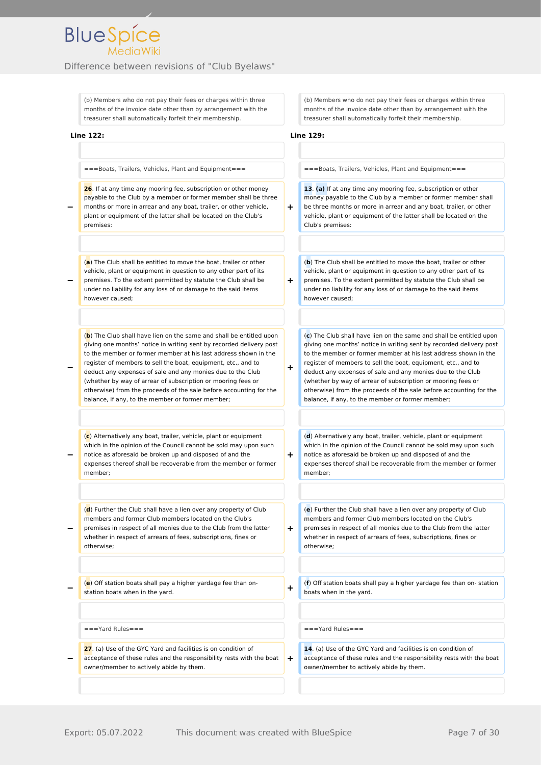Difference between revisions of "Club Byelaws"

| | | | |
|---|---|---|---|
| | (b) Members who do not pay their fees or charges within three months of the invoice date other than by arrangement with the treasurer shall automatically forfeit their membership. | | (b) Members who do not pay their fees or charges within three months of the invoice date other than by arrangement with the treasurer shall automatically forfeit their membership. |
| | **Line 122:** | | **Line 129:** |
| | | | |
| | ===Boats, Trailers, Vehicles, Plant and Equipment=== | | ===Boats, Trailers, Vehicles, Plant and Equipment=== |
| − | **26**. If at any time any mooring fee, subscription or other money payable to the Club by a member or former member shall be three months or more in arrear and any boat, trailer, or other vehicle, plant or equipment of the latter shall be located on the Club's premises: | + | **13**. **(a)** If at any time any mooring fee, subscription or other money payable to the Club by a member or former member shall be three months or more in arrear and any boat, trailer, or other vehicle, plant or equipment of the latter shall be located on the Club's premises: |
| | | | |
| − | (**a**) The Club shall be entitled to move the boat, trailer or other vehicle, plant or equipment in question to any other part of its premises. To the extent permitted by statute the Club shall be under no liability for any loss of or damage to the said items however caused; | + | (**b**) The Club shall be entitled to move the boat, trailer or other vehicle, plant or equipment in question to any other part of its premises. To the extent permitted by statute the Club shall be under no liability for any loss of or damage to the said items however caused; |
| | | | |
| − | (**b**) The Club shall have lien on the same and shall be entitled upon giving one months' notice in writing sent by recorded delivery post to the member or former member at his last address shown in the register of members to sell the boat, equipment, etc., and to deduct any expenses of sale and any monies due to the Club (whether by way of arrear of subscription or mooring fees or otherwise) from the proceeds of the sale before accounting for the balance, if any, to the member or former member; | + | (**c**) The Club shall have lien on the same and shall be entitled upon giving one months' notice in writing sent by recorded delivery post to the member or former member at his last address shown in the register of members to sell the boat, equipment, etc., and to deduct any expenses of sale and any monies due to the Club (whether by way of arrear of subscription or mooring fees or otherwise) from the proceeds of the sale before accounting for the balance, if any, to the member or former member; |
| | | | |
| − | (**c**) Alternatively any boat, trailer, vehicle, plant or equipment which in the opinion of the Council cannot be sold may upon such notice as aforesaid be broken up and disposed of and the expenses thereof shall be recoverable from the member or former member; | + | (**d**) Alternatively any boat, trailer, vehicle, plant or equipment which in the opinion of the Council cannot be sold may upon such notice as aforesaid be broken up and disposed of and the expenses thereof shall be recoverable from the member or former member; |
| | | | |
| − | (**d**) Further the Club shall have a lien over any property of Club members and former Club members located on the Club's premises in respect of all monies due to the Club from the latter whether in respect of arrears of fees, subscriptions, fines or otherwise; | + | (**e**) Further the Club shall have a lien over any property of Club members and former Club members located on the Club's premises in respect of all monies due to the Club from the latter whether in respect of arrears of fees, subscriptions, fines or otherwise; |
| | | | |
| − | (**e**) Off station boats shall pay a higher yardage fee than on-station boats when in the yard. | + | (**f**) Off station boats shall pay a higher yardage fee than on- station boats when in the yard. |
| | | | |
| | ===Yard Rules=== | | ===Yard Rules=== |
| − | **27**. (a) Use of the GYC Yard and facilities is on condition of acceptance of these rules and the responsibility rests with the boat owner/member to actively abide by them. | + | **14**. (a) Use of the GYC Yard and facilities is on condition of acceptance of these rules and the responsibility rests with the boat owner/member to actively abide by them. |
| | | | |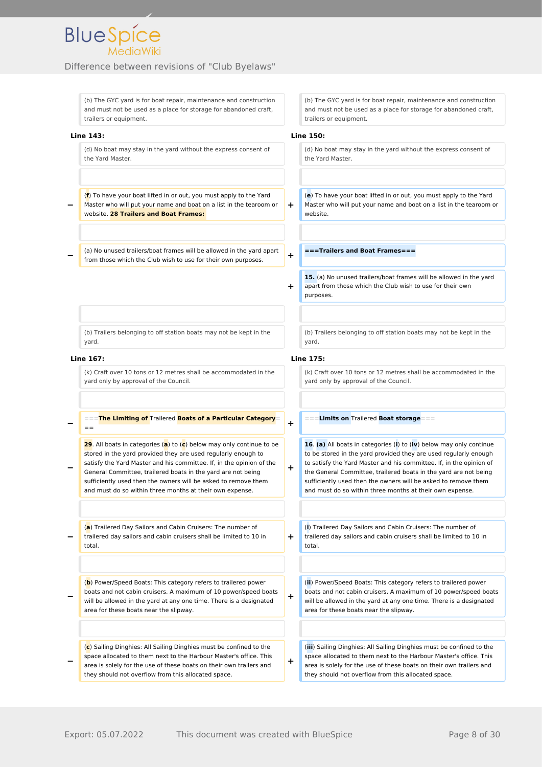| | Old revision | | New revision |
|---|---|---|---|
| | (b) The GYC yard is for boat repair, maintenance and construction and must not be used as a place for storage for abandoned craft, trailers or equipment. | | (b) The GYC yard is for boat repair, maintenance and construction and must not be used as a place for storage for abandoned craft, trailers or equipment. |
| | **Line 143:** | | **Line 150:** |
| | (d) No boat may stay in the yard without the express consent of the Yard Master. | | (d) No boat may stay in the yard without the express consent of the Yard Master. |
| | | | |
| − | (**f**) To have your boat lifted in or out, you must apply to the Yard Master who will put your name and boat on a list in the tearoom or website. **28 Trailers and Boat Frames:** | + | (**e**) To have your boat lifted in or out, you must apply to the Yard Master who will put your name and boat on a list in the tearoom or website. |
| | | | |
| − | (a) No unused trailers/boat frames will be allowed in the yard apart from those which the Club wish to use for their own purposes. | + | **===Trailers and Boat Frames===** |
| | | + | **15.** (a) No unused trailers/boat frames will be allowed in the yard apart from those which the Club wish to use for their own purposes. |
| | | | |
| | (b) Trailers belonging to off station boats may not be kept in the yard. | | (b) Trailers belonging to off station boats may not be kept in the yard. |
| | **Line 167:** | | **Line 175:** |
| | (k) Craft over 10 tons or 12 metres shall be accommodated in the yard only by approval of the Council. | | (k) Craft over 10 tons or 12 metres shall be accommodated in the yard only by approval of the Council. |
| | | | |
| − | ===**The Limiting of** Trailered **Boats of a Particular Category**=== | + | ===**Limits on** Trailered **Boat storage**=== |
| − | **29**. All boats in categories (**a**) to (**c**) below may only continue to be stored in the yard provided they are used regularly enough to satisfy the Yard Master and his committee. If, in the opinion of the General Committee, trailered boats in the yard are not being sufficiently used then the owners will be asked to remove them and must do so within three months at their own expense. | + | **16**. **(a)** All boats in categories (**i**) to (**iv**) below may only continue to be stored in the yard provided they are used regularly enough to satisfy the Yard Master and his committee. If, in the opinion of the General Committee, trailered boats in the yard are not being sufficiently used then the owners will be asked to remove them and must do so within three months at their own expense. |
| | | | |
| − | (**a**) Trailered Day Sailors and Cabin Cruisers: The number of trailered day sailors and cabin cruisers shall be limited to 10 in total. | + | (**i**) Trailered Day Sailors and Cabin Cruisers: The number of trailered day sailors and cabin cruisers shall be limited to 10 in total. |
| | | | |
| − | (**b**) Power/Speed Boats: This category refers to trailered power boats and not cabin cruisers. A maximum of 10 power/speed boats will be allowed in the yard at any one time. There is a designated area for these boats near the slipway. | + | (**ii**) Power/Speed Boats: This category refers to trailered power boats and not cabin cruisers. A maximum of 10 power/speed boats will be allowed in the yard at any one time. There is a designated area for these boats near the slipway. |
| | | | |
| − | (**c**) Sailing Dinghies: All Sailing Dinghies must be confined to the space allocated to them next to the Harbour Master's office. This area is solely for the use of these boats on their own trailers and they should not overflow from this allocated space. | + | (**iii**) Sailing Dinghies: All Sailing Dinghies must be confined to the space allocated to them next to the Harbour Master's office. This area is solely for the use of these boats on their own trailers and they should not overflow from this allocated space. |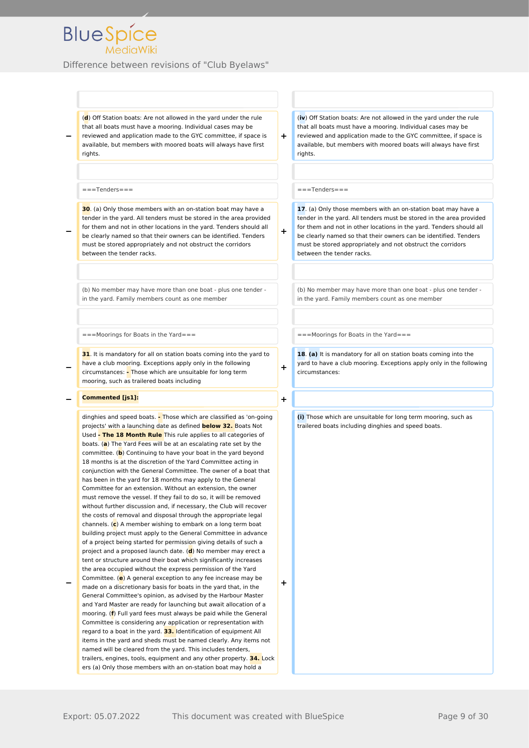Difference between revisions of "Club Byelaws"

| − | Old revision | + | New revision |
|---|---|---|---|
| | | | |
| − | (**d**) Off Station boats: Are not allowed in the yard under the rule that all boats must have a mooring. Individual cases may be reviewed and application made to the GYC committee, if space is available, but members with moored boats will always have first rights. | + | (**iv**) Off Station boats: Are not allowed in the yard under the rule that all boats must have a mooring. Individual cases may be reviewed and application made to the GYC committee, if space is available, but members with moored boats will always have first rights. |
| | | | |
| | ===Tenders=== | | ===Tenders=== |
| − | **30**. (a) Only those members with an on-station boat may have a tender in the yard. All tenders must be stored in the area provided for them and not in other locations in the yard. Tenders should all be clearly named so that their owners can be identified. Tenders must be stored appropriately and not obstruct the corridors between the tender racks. | + | **17**. (a) Only those members with an on-station boat may have a tender in the yard. All tenders must be stored in the area provided for them and not in other locations in the yard. Tenders should all be clearly named so that their owners can be identified. Tenders must be stored appropriately and not obstruct the corridors between the tender racks. |
| | | | |
| | (b) No member may have more than one boat - plus one tender - in the yard. Family members count as one member | | (b) No member may have more than one boat - plus one tender - in the yard. Family members count as one member |
| | | | |
| | ===Moorings for Boats in the Yard=== | | ===Moorings for Boats in the Yard=== |
| − | **31**. It is mandatory for all on station boats coming into the yard to have a club mooring. Exceptions apply only in the following circumstances: **-** Those which are unsuitable for long term mooring, such as trailered boats including | + | **18**. **(a)** It is mandatory for all on station boats coming into the yard to have a club mooring. Exceptions apply only in the following circumstances: |
| − | **Commented [js1]:** | + | |
| − | dinghies and speed boats. **-** Those which are classified as 'on-going projects' with a launching date as defined **below 32.** Boats Not Used **- The 18 Month Rule** This rule applies to all categories of boats. (**a**) The Yard Fees will be at an escalating rate set by the committee. (**b**) Continuing to have your boat in the yard beyond 18 months is at the discretion of the Yard Committee acting in conjunction with the General Committee. The owner of a boat that has been in the yard for 18 months may apply to the General Committee for an extension. Without an extension, the owner must remove the vessel. If they fail to do so, it will be removed without further discussion and, if necessary, the Club will recover the costs of removal and disposal through the appropriate legal channels. (**c**) A member wishing to embark on a long term boat building project must apply to the General Committee in advance of a project being started for permission giving details of such a project and a proposed launch date. (**d**) No member may erect a tent or structure around their boat which significantly increases the area occupied without the express permission of the Yard Committee. (**e**) A general exception to any fee increase may be made on a discretionary basis for boats in the yard that, in the General Committee's opinion, as advised by the Harbour Master and Yard Master are ready for launching but await allocation of a mooring. (**f**) Full yard fees must always be paid while the General Committee is considering any application or representation with regard to a boat in the yard. **33.** Identification of equipment All items in the yard and sheds must be named clearly. Any items not named will be cleared from the yard. This includes tenders, trailers, engines, tools, equipment and any other property. **34.** Lock ers (a) Only those members with an on-station boat may hold a | + | **(i)** Those which are unsuitable for long term mooring, such as trailered boats including dinghies and speed boats. |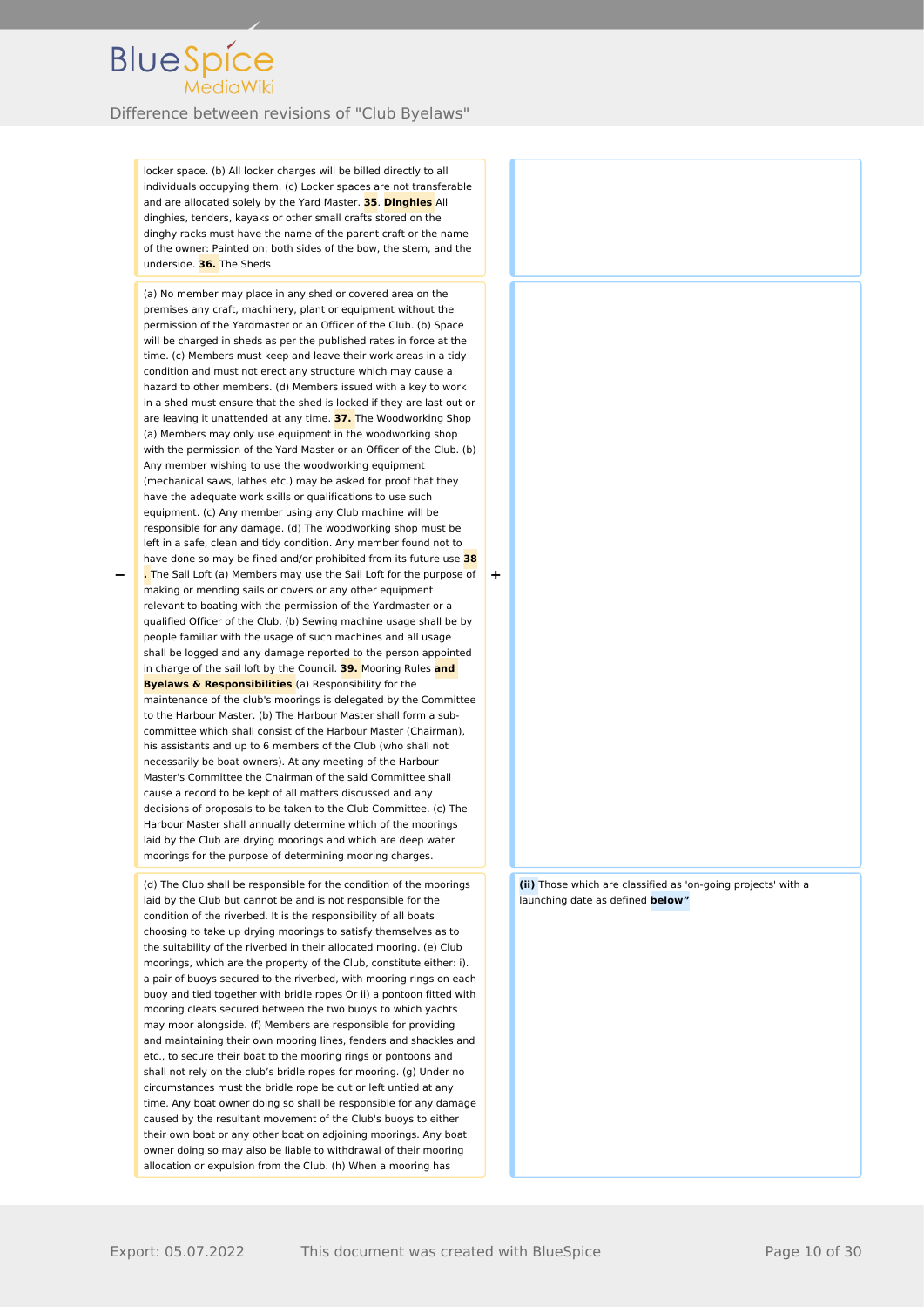locker space. (b) All locker charges will be billed directly to all individuals occupying them. (c) Locker spaces are not transferable and are allocated solely by the Yard Master. **35**. **Dinghies** All dinghies, tenders, kayaks or other small crafts stored on the dinghy racks must have the name of the parent craft or the name of the owner: Painted on: both sides of the bow, the stern, and the underside. **36.** The Sheds

(a) No member may place in any shed or covered area on the premises any craft, machinery, plant or equipment without the permission of the Yardmaster or an Officer of the Club. (b) Space will be charged in sheds as per the published rates in force at the time. (c) Members must keep and leave their work areas in a tidy condition and must not erect any structure which may cause a hazard to other members. (d) Members issued with a key to work in a shed must ensure that the shed is locked if they are last out or are leaving it unattended at any time. **37.** The Woodworking Shop (a) Members may only use equipment in the woodworking shop with the permission of the Yard Master or an Officer of the Club. (b) Any member wishing to use the woodworking equipment (mechanical saws, lathes etc.) may be asked for proof that they have the adequate work skills or qualifications to use such equipment. (c) Any member using any Club machine will be responsible for any damage. (d) The woodworking shop must be left in a safe, clean and tidy condition. Any member found not to have done so may be fined and/or prohibited from its future use **38 .** The Sail Loft (a) Members may use the Sail Loft for the purpose of making or mending sails or covers or any other equipment relevant to boating with the permission of the Yardmaster or a qualified Officer of the Club. (b) Sewing machine usage shall be by people familiar with the usage of such machines and all usage shall be logged and any damage reported to the person appointed in charge of the sail loft by the Council. **39.** Mooring Rules **and Byelaws & Responsibilities** (a) Responsibility for the maintenance of the club's moorings is delegated by the Committee to the Harbour Master. (b) The Harbour Master shall form a sub-committee which shall consist of the Harbour Master (Chairman), his assistants and up to 6 members of the Club (who shall not necessarily be boat owners). At any meeting of the Harbour Master's Committee the Chairman of the said Committee shall cause a record to be kept of all matters discussed and any decisions of proposals to be taken to the Club Committee. (c) The Harbour Master shall annually determine which of the moorings laid by the Club are drying moorings and which are deep water moorings for the purpose of determining mooring charges.

(d) The Club shall be responsible for the condition of the moorings laid by the Club but cannot be and is not responsible for the condition of the riverbed. It is the responsibility of all boats choosing to take up drying moorings to satisfy themselves as to the suitability of the riverbed in their allocated mooring. (e) Club moorings, which are the property of the Club, constitute either: i). a pair of buoys secured to the riverbed, with mooring rings on each buoy and tied together with bridle ropes Or ii) a pontoon fitted with mooring cleats secured between the two buoys to which yachts may moor alongside. (f) Members are responsible for providing and maintaining their own mooring lines, fenders and shackles and etc., to secure their boat to the mooring rings or pontoons and shall not rely on the club's bridle ropes for mooring. (g) Under no circumstances must the bridle rope be cut or left untied at any time. Any boat owner doing so shall be responsible for any damage caused by the resultant movement of the Club's buoys to either their own boat or any other boat on adjoining moorings. Any boat owner doing so may also be liable to withdrawal of their mooring allocation or expulsion from the Club. (h) When a mooring has

**(ii)** Those which are classified as 'on-going projects' with a launching date as defined **below"**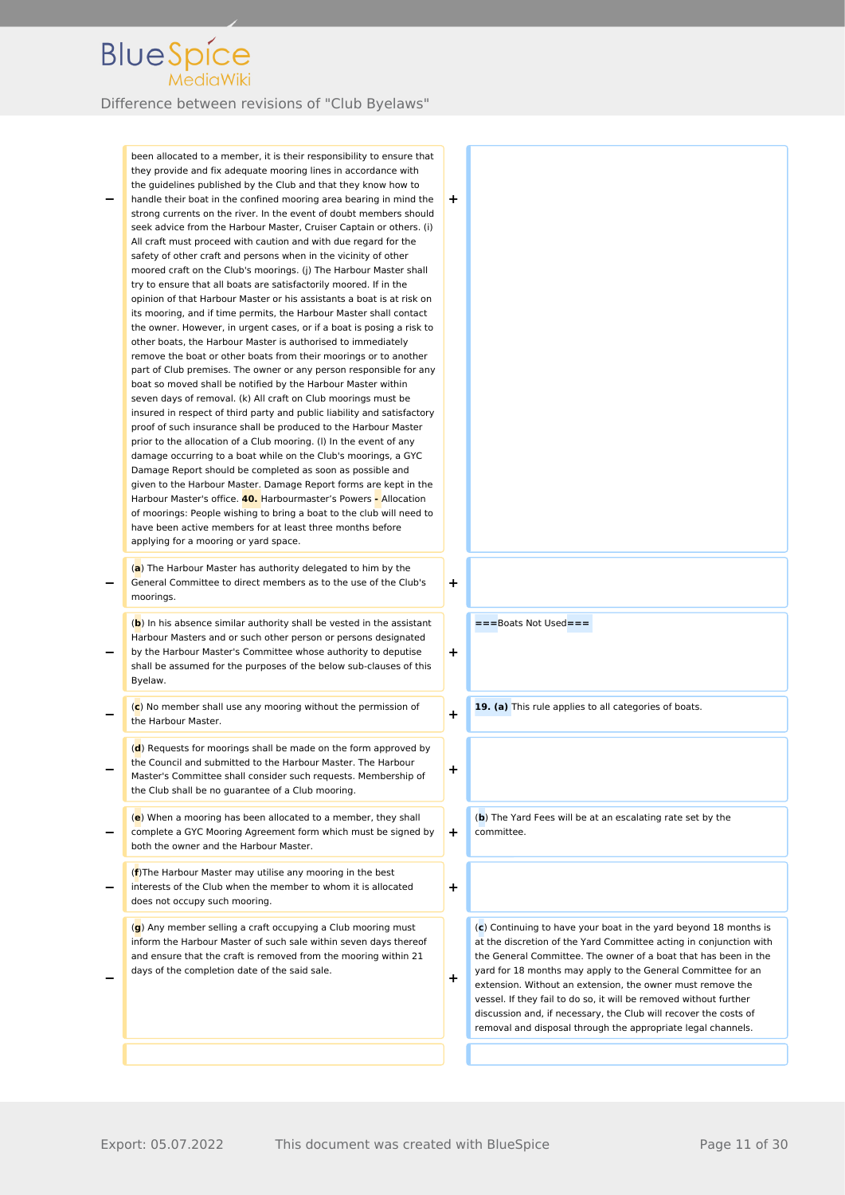| | Old revision | | New revision |
|---|---|---|---|
| − | been allocated to a member, it is their responsibility to ensure that they provide and fix adequate mooring lines in accordance with the guidelines published by the Club and that they know how to handle their boat in the confined mooring area bearing in mind the strong currents on the river. In the event of doubt members should seek advice from the Harbour Master, Cruiser Captain or others. (i) All craft must proceed with caution and with due regard for the safety of other craft and persons when in the vicinity of other moored craft on the Club's moorings. (j) The Harbour Master shall try to ensure that all boats are satisfactorily moored. If in the opinion of that Harbour Master or his assistants a boat is at risk on its mooring, and if time permits, the Harbour Master shall contact the owner. However, in urgent cases, or if a boat is posing a risk to other boats, the Harbour Master is authorised to immediately remove the boat or other boats from their moorings or to another part of Club premises. The owner or any person responsible for any boat so moved shall be notified by the Harbour Master within seven days of removal. (k) All craft on Club moorings must be insured in respect of third party and public liability and satisfactory proof of such insurance shall be produced to the Harbour Master prior to the allocation of a Club mooring. (l) In the event of any damage occurring to a boat while on the Club's moorings, a GYC Damage Report should be completed as soon as possible and given to the Harbour Master. Damage Report forms are kept in the Harbour Master's office. **40.** Harbourmaster's Powers **-** Allocation of moorings: People wishing to bring a boat to the club will need to have been active members for at least three months before applying for a mooring or yard space. | + | |
| − | (**a**) The Harbour Master has authority delegated to him by the General Committee to direct members as to the use of the Club's moorings. | + | |
| − | (**b**) In his absence similar authority shall be vested in the assistant Harbour Masters and or such other person or persons designated by the Harbour Master's Committee whose authority to deputise shall be assumed for the purposes of the below sub-clauses of this Byelaw. | + | ===Boats Not Used=== |
| − | (**c**) No member shall use any mooring without the permission of the Harbour Master. | + | **19. (a)** This rule applies to all categories of boats. |
| − | (**d**) Requests for moorings shall be made on the form approved by the Council and submitted to the Harbour Master. The Harbour Master's Committee shall consider such requests. Membership of the Club shall be no guarantee of a Club mooring. | + | |
| − | (**e**) When a mooring has been allocated to a member, they shall complete a GYC Mooring Agreement form which must be signed by both the owner and the Harbour Master. | + | (**b**) The Yard Fees will be at an escalating rate set by the committee. |
| − | (**f**)The Harbour Master may utilise any mooring in the best interests of the Club when the member to whom it is allocated does not occupy such mooring. | + | |
| − | (**g**) Any member selling a craft occupying a Club mooring must inform the Harbour Master of such sale within seven days thereof and ensure that the craft is removed from the mooring within 21 days of the completion date of the said sale. | + | (**c**) Continuing to have your boat in the yard beyond 18 months is at the discretion of the Yard Committee acting in conjunction with the General Committee. The owner of a boat that has been in the yard for 18 months may apply to the General Committee for an extension. Without an extension, the owner must remove the vessel. If they fail to do so, it will be removed without further discussion and, if necessary, the Club will recover the costs of removal and disposal through the appropriate legal channels. |
| | | | |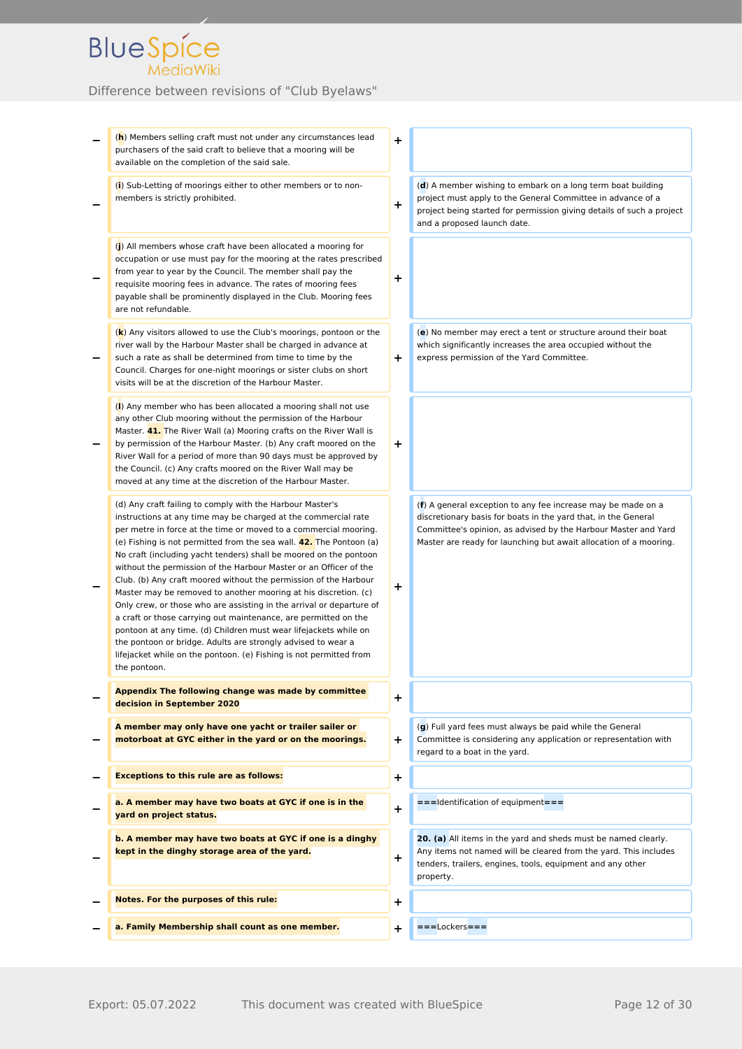| − | Old revision | + | New revision |
|---|---|---|---|
| − | (**h**) Members selling craft must not under any circumstances lead purchasers of the said craft to believe that a mooring will be available on the completion of the said sale. | + | |
| − | (**i**) Sub-Letting of moorings either to other members or to non-members is strictly prohibited. | + | (**d**) A member wishing to embark on a long term boat building project must apply to the General Committee in advance of a project being started for permission giving details of such a project and a proposed launch date. |
| − | (**j**) All members whose craft have been allocated a mooring for occupation or use must pay for the mooring at the rates prescribed from year to year by the Council. The member shall pay the requisite mooring fees in advance. The rates of mooring fees payable shall be prominently displayed in the Club. Mooring fees are not refundable. | + | |
| − | (**k**) Any visitors allowed to use the Club's moorings, pontoon or the river wall by the Harbour Master shall be charged in advance at such a rate as shall be determined from time to time by the Council. Charges for one-night moorings or sister clubs on short visits will be at the discretion of the Harbour Master. | + | (**e**) No member may erect a tent or structure around their boat which significantly increases the area occupied without the express permission of the Yard Committee. |
| − | (**l**) Any member who has been allocated a mooring shall not use any other Club mooring without the permission of the Harbour Master. **41.** The River Wall (a) Mooring crafts on the River Wall is by permission of the Harbour Master. (b) Any craft moored on the River Wall for a period of more than 90 days must be approved by the Council. (c) Any crafts moored on the River Wall may be moved at any time at the discretion of the Harbour Master. | + | |
| − | (d) Any craft failing to comply with the Harbour Master's instructions at any time may be charged at the commercial rate per metre in force at the time or moved to a commercial mooring. (e) Fishing is not permitted from the sea wall. **42.** The Pontoon (a) No craft (including yacht tenders) shall be moored on the pontoon without the permission of the Harbour Master or an Officer of the Club. (b) Any craft moored without the permission of the Harbour Master may be removed to another mooring at his discretion. (c) Only crew, or those who are assisting in the arrival or departure of a craft or those carrying out maintenance, are permitted on the pontoon at any time. (d) Children must wear lifejackets while on the pontoon or bridge. Adults are strongly advised to wear a lifejacket while on the pontoon. (e) Fishing is not permitted from the pontoon. | + | (**f**) A general exception to any fee increase may be made on a discretionary basis for boats in the yard that, in the General Committee's opinion, as advised by the Harbour Master and Yard Master are ready for launching but await allocation of a mooring. |
| − | **Appendix The following change was made by committee decision in September 2020** | + | |
| − | **A member may only have one yacht or trailer sailer or motorboat at GYC either in the yard or on the moorings.** | + | (**g**) Full yard fees must always be paid while the General Committee is considering any application or representation with regard to a boat in the yard. |
| − | **Exceptions to this rule are as follows:** | + | |
| − | **a. A member may have two boats at GYC if one is in the yard on project status.** | + | ===Identification of equipment=== |
| − | **b. A member may have two boats at GYC if one is a dinghy kept in the dinghy storage area of the yard.** | + | **20. (a)** All items in the yard and sheds must be named clearly. Any items not named will be cleared from the yard. This includes tenders, trailers, engines, tools, equipment and any other property. |
| − | **Notes. For the purposes of this rule:** | + | |
| − | **a. Family Membership shall count as one member.** | + | ===Lockers=== |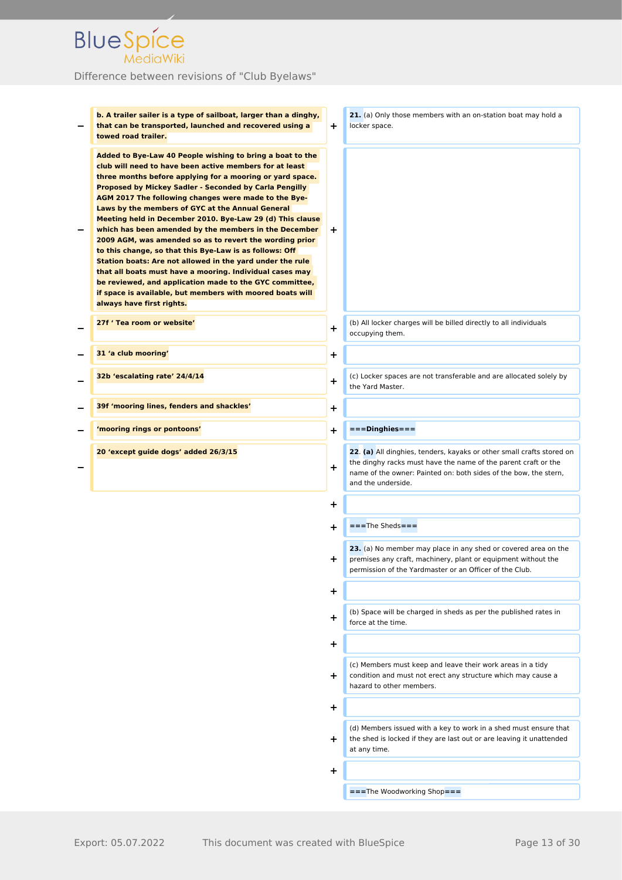| | Old revision | | New revision |
|---|---|---|---|
| − | **b. A trailer sailer is a type of sailboat, larger than a dinghy, that can be transported, launched and recovered using a towed road trailer.** | + | **21.** (a) Only those members with an on-station boat may hold a locker space. |
| − | **Added to Bye-Law 40 People wishing to bring a boat to the club will need to have been active members for at least three months before applying for a mooring or yard space. Proposed by Mickey Sadler - Seconded by Carla Pengilly AGM 2017 The following changes were made to the Bye-Laws by the members of GYC at the Annual General Meeting held in December 2010. Bye-Law 29 (d) This clause which has been amended by the members in the December 2009 AGM, was amended so as to revert the wording prior to this change, so that this Bye-Law is as follows: Off Station boats: Are not allowed in the yard under the rule that all boats must have a mooring. Individual cases may be reviewed, and application made to the GYC committee, if space is available, but members with moored boats will always have first rights.** | + | |
| − | **27f ' Tea room or website'** | + | (b) All locker charges will be billed directly to all individuals occupying them. |
| − | **31 'a club mooring'** | + | |
| − | **32b 'escalating rate' 24/4/14** | + | (c) Locker spaces are not transferable and are allocated solely by the Yard Master. |
| − | **39f 'mooring lines, fenders and shackles'** | + | |
| − | **'mooring rings or pontoons'** | + | ===Dinghies=== |
| − | **20 'except guide dogs' added 26/3/15** | + | **22**. **(a)** All dinghies, tenders, kayaks or other small crafts stored on the dinghy racks must have the name of the parent craft or the name of the owner: Painted on: both sides of the bow, the stern, and the underside. |
| | | + | |
| | | + | ===The Sheds=== |
| | | + | **23.** (a) No member may place in any shed or covered area on the premises any craft, machinery, plant or equipment without the permission of the Yardmaster or an Officer of the Club. |
| | | + | |
| | | + | (b) Space will be charged in sheds as per the published rates in force at the time. |
| | | + | |
| | | + | (c) Members must keep and leave their work areas in a tidy condition and must not erect any structure which may cause a hazard to other members. |
| | | + | |
| | | + | (d) Members issued with a key to work in a shed must ensure that the shed is locked if they are last out or are leaving it unattended at any time. |
| | | + | |
| | | | ===The Woodworking Shop=== |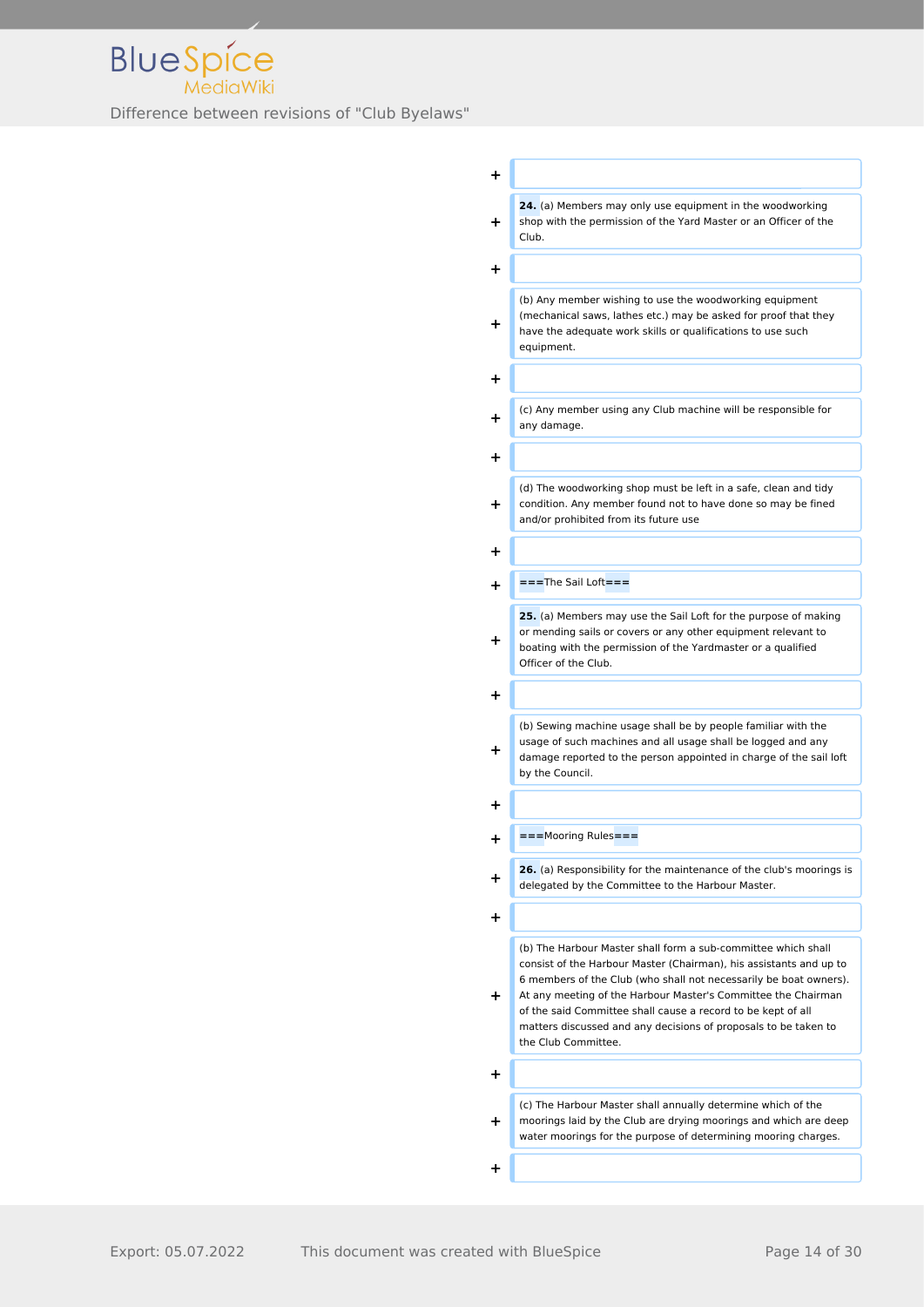**24.** (a) Members may only use equipment in the woodworking shop with the permission of the Yard Master or an Officer of the Club.

(b) Any member wishing to use the woodworking equipment (mechanical saws, lathes etc.) may be asked for proof that they have the adequate work skills or qualifications to use such equipment.

(c) Any member using any Club machine will be responsible for any damage.

(d) The woodworking shop must be left in a safe, clean and tidy condition. Any member found not to have done so may be fined and/or prohibited from its future use

===The Sail Loft===

**25.** (a) Members may use the Sail Loft for the purpose of making or mending sails or covers or any other equipment relevant to boating with the permission of the Yardmaster or a qualified Officer of the Club.

(b) Sewing machine usage shall be by people familiar with the usage of such machines and all usage shall be logged and any damage reported to the person appointed in charge of the sail loft by the Council.

===Mooring Rules===

**26.** (a) Responsibility for the maintenance of the club's moorings is delegated by the Committee to the Harbour Master.

(b) The Harbour Master shall form a sub-committee which shall consist of the Harbour Master (Chairman), his assistants and up to 6 members of the Club (who shall not necessarily be boat owners). At any meeting of the Harbour Master's Committee the Chairman of the said Committee shall cause a record to be kept of all matters discussed and any decisions of proposals to be taken to the Club Committee.

(c) The Harbour Master shall annually determine which of the moorings laid by the Club are drying moorings and which are deep water moorings for the purpose of determining mooring charges.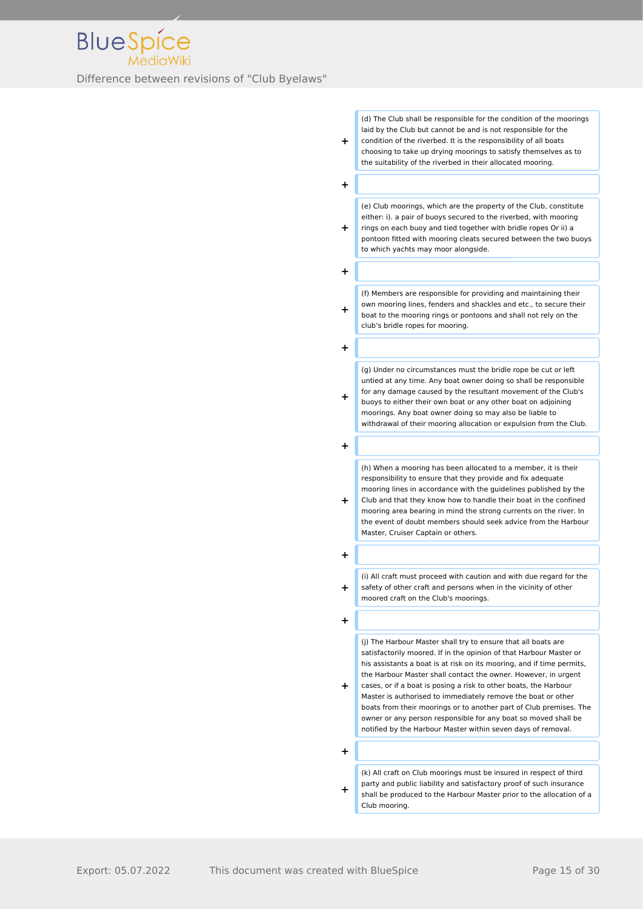(d) The Club shall be responsible for the condition of the moorings laid by the Club but cannot be and is not responsible for the condition of the riverbed. It is the responsibility of all boats choosing to take up drying moorings to satisfy themselves as to the suitability of the riverbed in their allocated mooring.

(e) Club moorings, which are the property of the Club, constitute either: i). a pair of buoys secured to the riverbed, with mooring rings on each buoy and tied together with bridle ropes Or ii) a pontoon fitted with mooring cleats secured between the two buoys to which yachts may moor alongside.

(f) Members are responsible for providing and maintaining their own mooring lines, fenders and shackles and etc., to secure their boat to the mooring rings or pontoons and shall not rely on the club's bridle ropes for mooring.

(g) Under no circumstances must the bridle rope be cut or left untied at any time. Any boat owner doing so shall be responsible for any damage caused by the resultant movement of the Club's buoys to either their own boat or any other boat on adjoining moorings. Any boat owner doing so may also be liable to withdrawal of their mooring allocation or expulsion from the Club.

(h) When a mooring has been allocated to a member, it is their responsibility to ensure that they provide and fix adequate mooring lines in accordance with the guidelines published by the Club and that they know how to handle their boat in the confined mooring area bearing in mind the strong currents on the river. In the event of doubt members should seek advice from the Harbour Master, Cruiser Captain or others.

(i) All craft must proceed with caution and with due regard for the safety of other craft and persons when in the vicinity of other moored craft on the Club's moorings.

(j) The Harbour Master shall try to ensure that all boats are satisfactorily moored. If in the opinion of that Harbour Master or his assistants a boat is at risk on its mooring, and if time permits, the Harbour Master shall contact the owner. However, in urgent cases, or if a boat is posing a risk to other boats, the Harbour Master is authorised to immediately remove the boat or other boats from their moorings or to another part of Club premises. The owner or any person responsible for any boat so moved shall be notified by the Harbour Master within seven days of removal.

(k) All craft on Club moorings must be insured in respect of third party and public liability and satisfactory proof of such insurance shall be produced to the Harbour Master prior to the allocation of a Club mooring.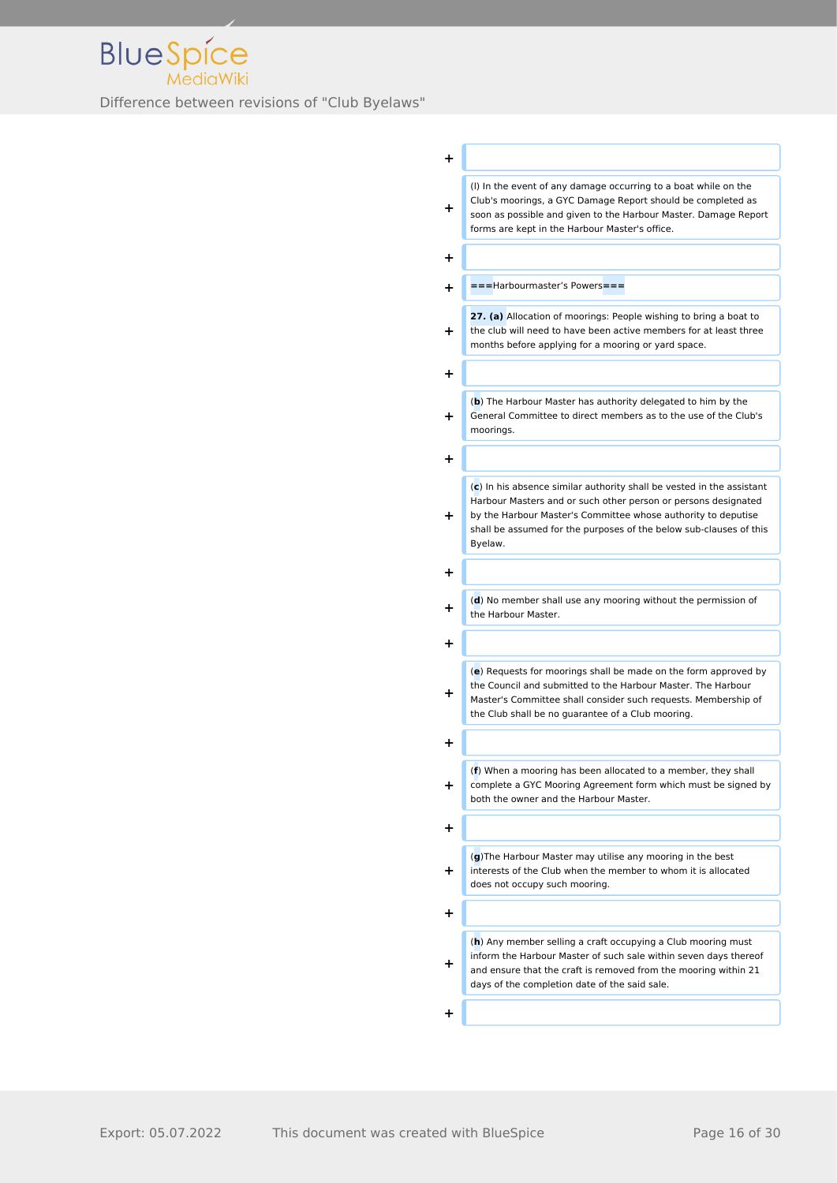(l) In the event of any damage occurring to a boat while on the Club's moorings, a GYC Damage Report should be completed as soon as possible and given to the Harbour Master. Damage Report forms are kept in the Harbour Master's office.

===Harbourmaster's Powers===

**27. (a)** Allocation of moorings: People wishing to bring a boat to the club will need to have been active members for at least three months before applying for a mooring or yard space.

(**b**) The Harbour Master has authority delegated to him by the General Committee to direct members as to the use of the Club's moorings.

(**c**) In his absence similar authority shall be vested in the assistant Harbour Masters and or such other person or persons designated by the Harbour Master's Committee whose authority to deputise shall be assumed for the purposes of the below sub-clauses of this Byelaw.

(**d**) No member shall use any mooring without the permission of the Harbour Master.

(**e**) Requests for moorings shall be made on the form approved by the Council and submitted to the Harbour Master. The Harbour Master's Committee shall consider such requests. Membership of the Club shall be no guarantee of a Club mooring.

(**f**) When a mooring has been allocated to a member, they shall complete a GYC Mooring Agreement form which must be signed by both the owner and the Harbour Master.

(**g**)The Harbour Master may utilise any mooring in the best interests of the Club when the member to whom it is allocated does not occupy such mooring.

(**h**) Any member selling a craft occupying a Club mooring must inform the Harbour Master of such sale within seven days thereof and ensure that the craft is removed from the mooring within 21 days of the completion date of the said sale.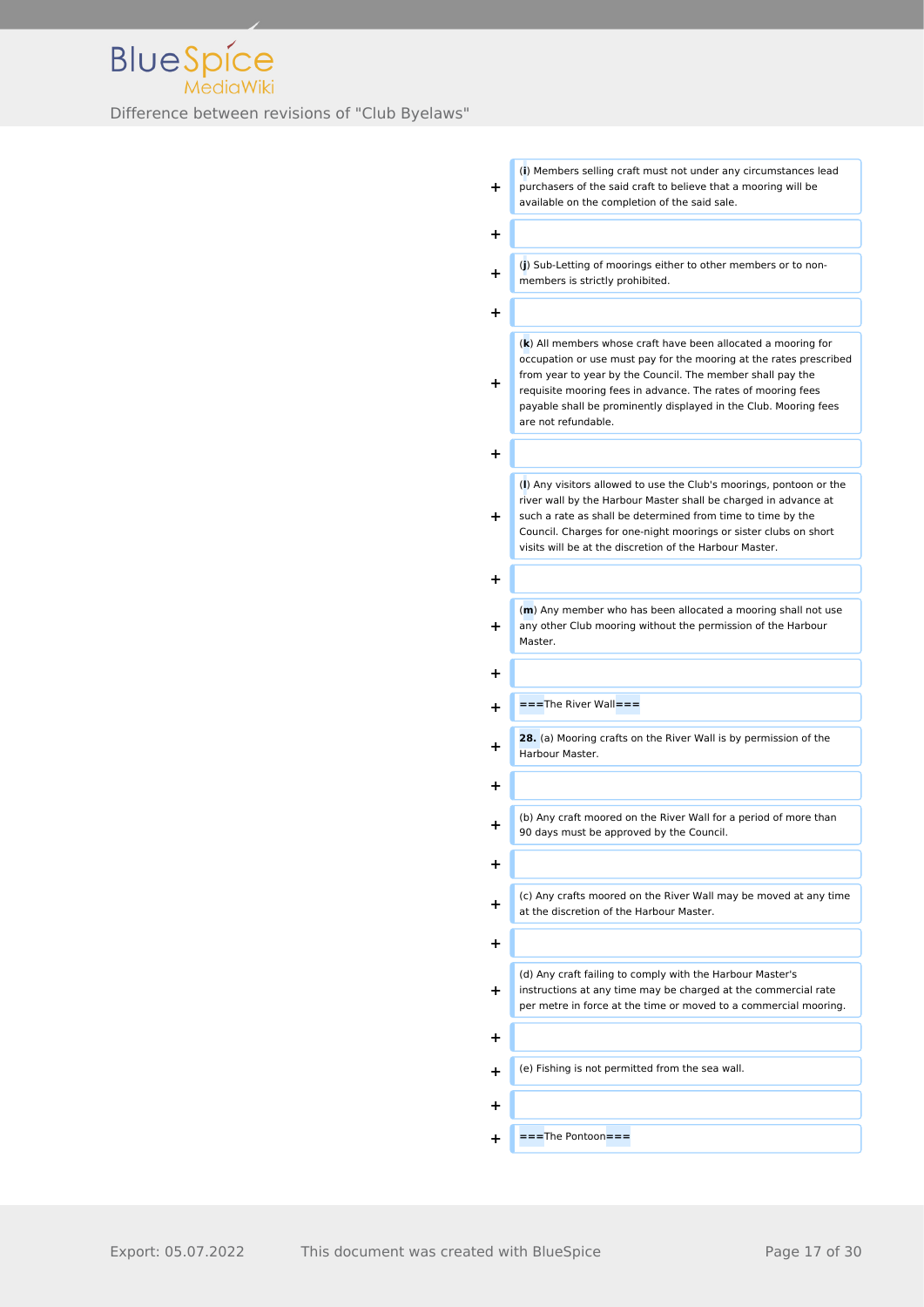(**i**) Members selling craft must not under any circumstances lead purchasers of the said craft to believe that a mooring will be available on the completion of the said sale.

(**j**) Sub-Letting of moorings either to other members or to non-members is strictly prohibited.

(**k**) All members whose craft have been allocated a mooring for occupation or use must pay for the mooring at the rates prescribed from year to year by the Council. The member shall pay the requisite mooring fees in advance. The rates of mooring fees payable shall be prominently displayed in the Club. Mooring fees are not refundable.

(**l**) Any visitors allowed to use the Club's moorings, pontoon or the river wall by the Harbour Master shall be charged in advance at such a rate as shall be determined from time to time by the Council. Charges for one-night moorings or sister clubs on short visits will be at the discretion of the Harbour Master.

(**m**) Any member who has been allocated a mooring shall not use any other Club mooring without the permission of the Harbour Master.

===The River Wall===

**28.** (a) Mooring crafts on the River Wall is by permission of the Harbour Master.

(b) Any craft moored on the River Wall for a period of more than 90 days must be approved by the Council.

(c) Any crafts moored on the River Wall may be moved at any time at the discretion of the Harbour Master.

(d) Any craft failing to comply with the Harbour Master's instructions at any time may be charged at the commercial rate per metre in force at the time or moved to a commercial mooring.

(e) Fishing is not permitted from the sea wall.

===The Pontoon===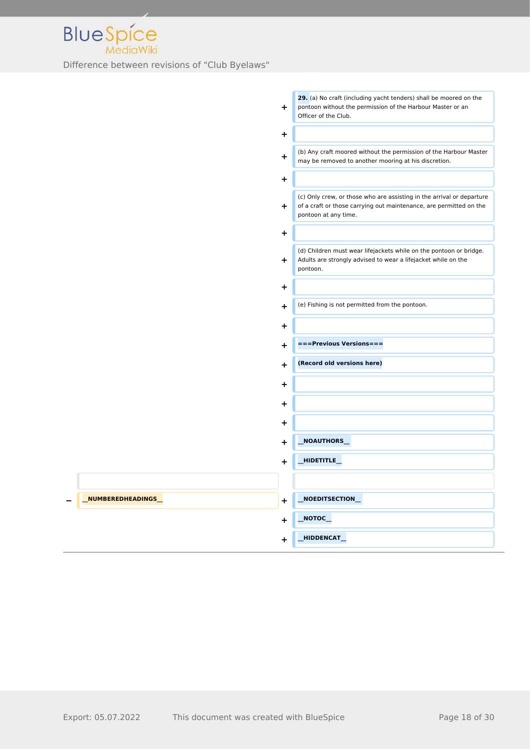Difference between revisions of "Club Byelaws"

| | | | |
|---|---|---|---|
| | | + | **29.** (a) No craft (including yacht tenders) shall be moored on the pontoon without the permission of the Harbour Master or an Officer of the Club. |
| | | + | |
| | | + | (b) Any craft moored without the permission of the Harbour Master may be removed to another mooring at his discretion. |
| | | + | |
| | | + | (c) Only crew, or those who are assisting in the arrival or departure of a craft or those carrying out maintenance, are permitted on the pontoon at any time. |
| | | + | |
| | | + | (d) Children must wear lifejackets while on the pontoon or bridge. Adults are strongly advised to wear a lifejacket while on the pontoon. |
| | | + | |
| | | + | (e) Fishing is not permitted from the pontoon. |
| | | + | |
| | | + | **===Previous Versions===** |
| | | + | **(Record old versions here)** |
| | | + | |
| | | + | |
| | | + | |
| | | + | **__NOAUTHORS__** |
| | | + | **__HIDETITLE__** |
| | | | |
| − | **__NUMBEREDHEADINGS__** | + | **__NOEDITSECTION__** |
| | | + | **__NOTOC__** |
| | | + | **__HIDDENCAT__** |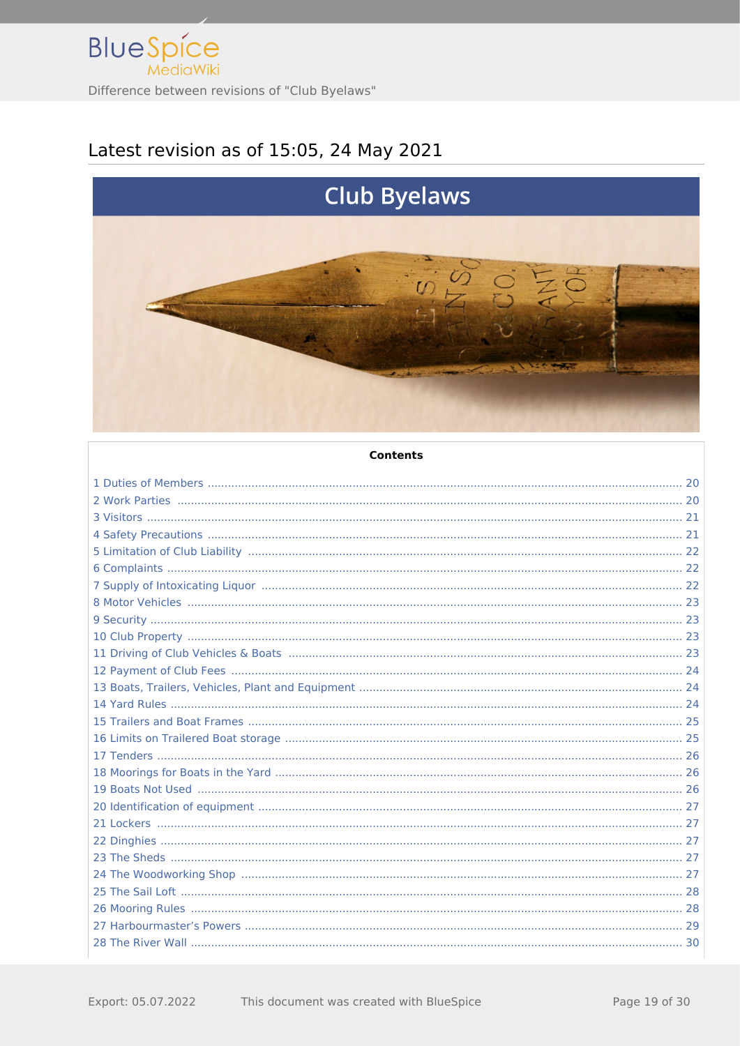Difference between revisions of "Club Byelaws"

## Latest revision as of 15:05, 24 May 2021

# Club Byelaws

**Contents**

1 Duties of Members ........ 20
2 Work Parties ........ 20
3 Visitors ........ 21
4 Safety Precautions ........ 21
5 Limitation of Club Liability ........ 22
6 Complaints ........ 22
7 Supply of Intoxicating Liquor ........ 22
8 Motor Vehicles ........ 23
9 Security ........ 23
10 Club Property ........ 23
11 Driving of Club Vehicles & Boats ........ 23
12 Payment of Club Fees ........ 24
13 Boats, Trailers, Vehicles, Plant and Equipment ........ 24
14 Yard Rules ........ 24
15 Trailers and Boat Frames ........ 25
16 Limits on Trailered Boat storage ........ 25
17 Tenders ........ 26
18 Moorings for Boats in the Yard ........ 26
19 Boats Not Used ........ 26
20 Identification of equipment ........ 27
21 Lockers ........ 27
22 Dinghies ........ 27
23 The Sheds ........ 27
24 The Woodworking Shop ........ 27
25 The Sail Loft ........ 28
26 Mooring Rules ........ 28
27 Harbourmaster's Powers ........ 29
28 The River Wall ........ 30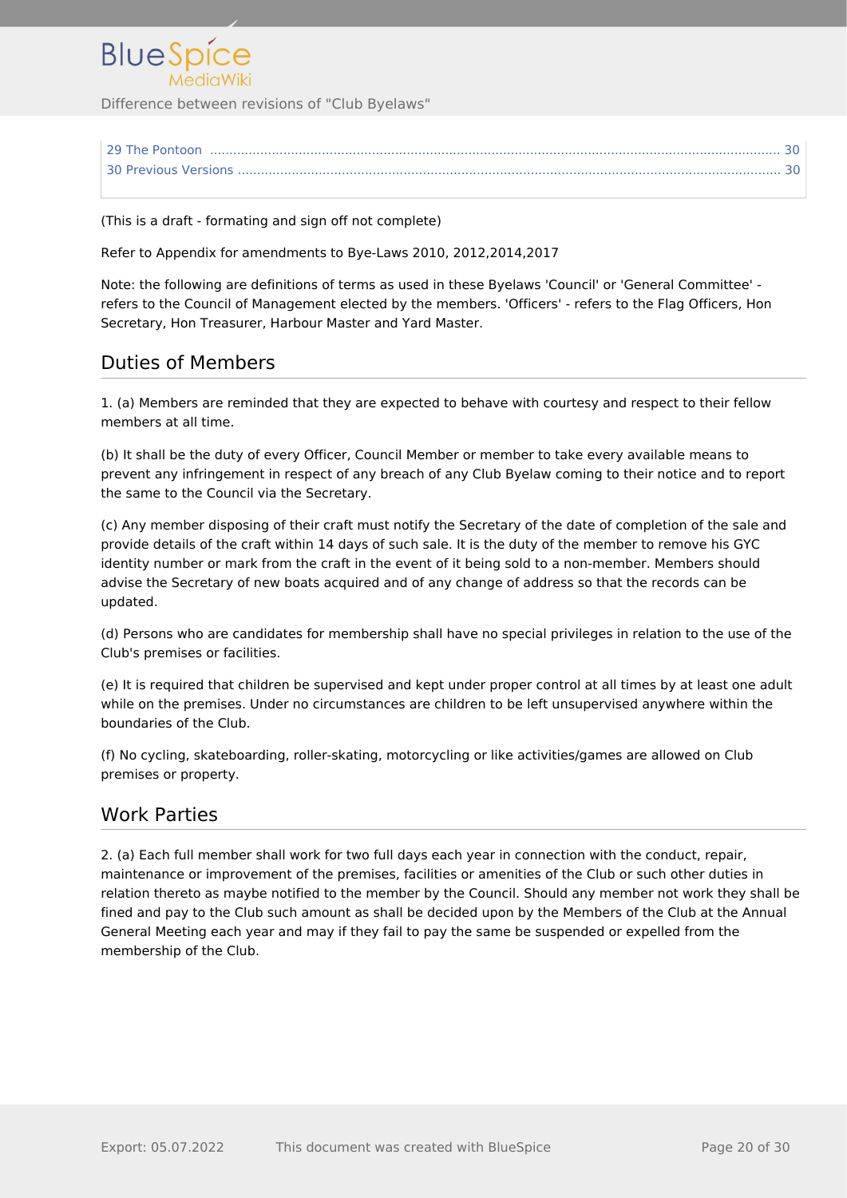| | |
|---|---|
| 29 The Pontoon | 30 |
| 30 Previous Versions | 30 |

(This is a draft - formating and sign off not complete)

Refer to Appendix for amendments to Bye-Laws 2010, 2012,2014,2017

Note: the following are definitions of terms as used in these Byelaws 'Council' or 'General Committee' - refers to the Council of Management elected by the members. 'Officers' - refers to the Flag Officers, Hon Secretary, Hon Treasurer, Harbour Master and Yard Master.

## Duties of Members

1. (a) Members are reminded that they are expected to behave with courtesy and respect to their fellow members at all time.

(b) It shall be the duty of every Officer, Council Member or member to take every available means to prevent any infringement in respect of any breach of any Club Byelaw coming to their notice and to report the same to the Council via the Secretary.

(c) Any member disposing of their craft must notify the Secretary of the date of completion of the sale and provide details of the craft within 14 days of such sale. It is the duty of the member to remove his GYC identity number or mark from the craft in the event of it being sold to a non-member. Members should advise the Secretary of new boats acquired and of any change of address so that the records can be updated.

(d) Persons who are candidates for membership shall have no special privileges in relation to the use of the Club's premises or facilities.

(e) It is required that children be supervised and kept under proper control at all times by at least one adult while on the premises. Under no circumstances are children to be left unsupervised anywhere within the boundaries of the Club.

(f) No cycling, skateboarding, roller-skating, motorcycling or like activities/games are allowed on Club premises or property.

## Work Parties

2. (a) Each full member shall work for two full days each year in connection with the conduct, repair, maintenance or improvement of the premises, facilities or amenities of the Club or such other duties in relation thereto as maybe notified to the member by the Council. Should any member not work they shall be fined and pay to the Club such amount as shall be decided upon by the Members of the Club at the Annual General Meeting each year and may if they fail to pay the same be suspended or expelled from the membership of the Club.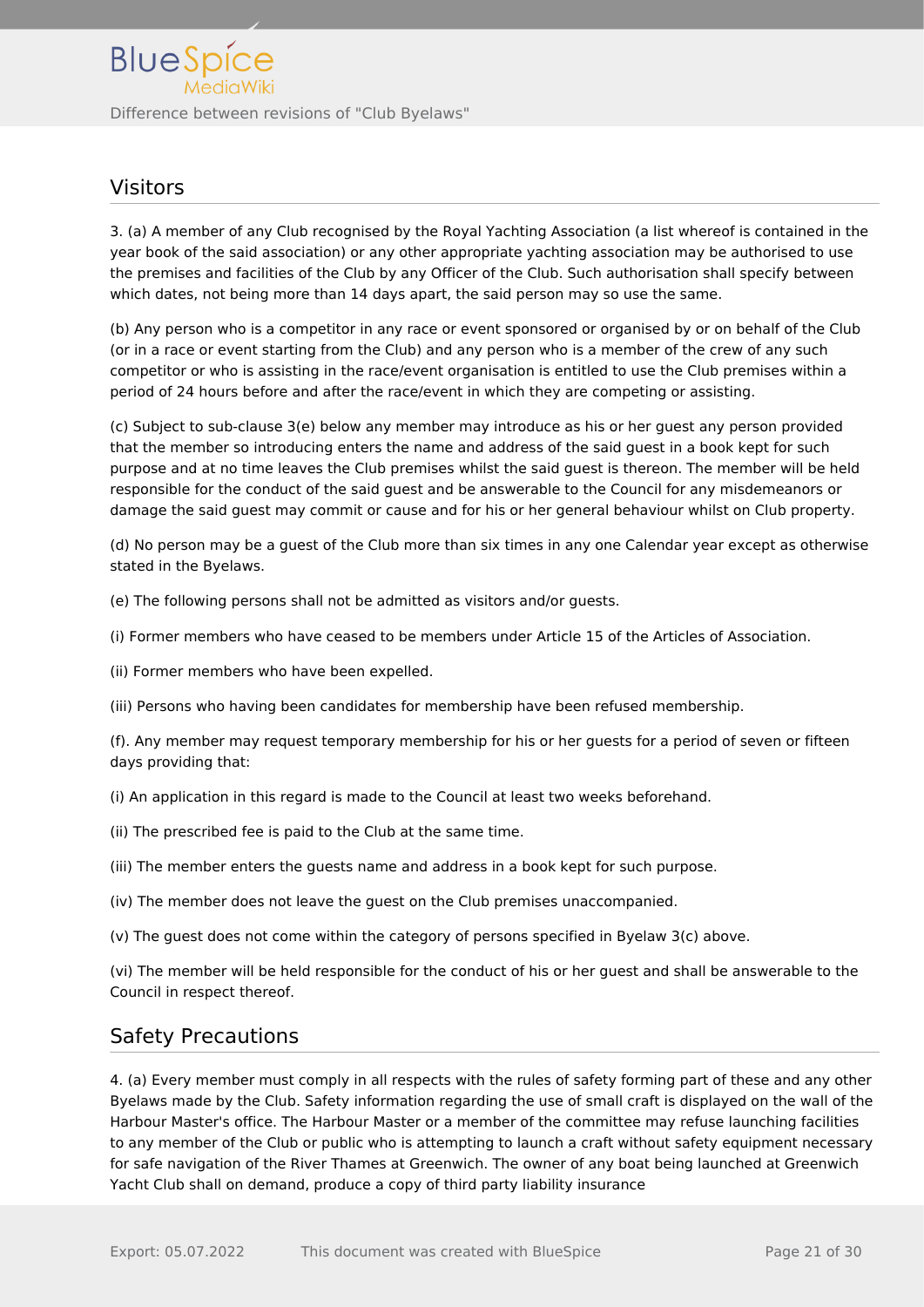## Visitors

3. (a) A member of any Club recognised by the Royal Yachting Association (a list whereof is contained in the year book of the said association) or any other appropriate yachting association may be authorised to use the premises and facilities of the Club by any Officer of the Club. Such authorisation shall specify between which dates, not being more than 14 days apart, the said person may so use the same.

(b) Any person who is a competitor in any race or event sponsored or organised by or on behalf of the Club (or in a race or event starting from the Club) and any person who is a member of the crew of any such competitor or who is assisting in the race/event organisation is entitled to use the Club premises within a period of 24 hours before and after the race/event in which they are competing or assisting.

(c) Subject to sub-clause 3(e) below any member may introduce as his or her guest any person provided that the member so introducing enters the name and address of the said guest in a book kept for such purpose and at no time leaves the Club premises whilst the said guest is thereon. The member will be held responsible for the conduct of the said guest and be answerable to the Council for any misdemeanors or damage the said guest may commit or cause and for his or her general behaviour whilst on Club property.

(d) No person may be a guest of the Club more than six times in any one Calendar year except as otherwise stated in the Byelaws.

(e) The following persons shall not be admitted as visitors and/or guests.

(i) Former members who have ceased to be members under Article 15 of the Articles of Association.

(ii) Former members who have been expelled.

(iii) Persons who having been candidates for membership have been refused membership.

(f). Any member may request temporary membership for his or her guests for a period of seven or fifteen days providing that:

(i) An application in this regard is made to the Council at least two weeks beforehand.

(ii) The prescribed fee is paid to the Club at the same time.

(iii) The member enters the guests name and address in a book kept for such purpose.

(iv) The member does not leave the guest on the Club premises unaccompanied.

(v) The guest does not come within the category of persons specified in Byelaw 3(c) above.

(vi) The member will be held responsible for the conduct of his or her guest and shall be answerable to the Council in respect thereof.

## Safety Precautions

4. (a) Every member must comply in all respects with the rules of safety forming part of these and any other Byelaws made by the Club. Safety information regarding the use of small craft is displayed on the wall of the Harbour Master's office. The Harbour Master or a member of the committee may refuse launching facilities to any member of the Club or public who is attempting to launch a craft without safety equipment necessary for safe navigation of the River Thames at Greenwich. The owner of any boat being launched at Greenwich Yacht Club shall on demand, produce a copy of third party liability insurance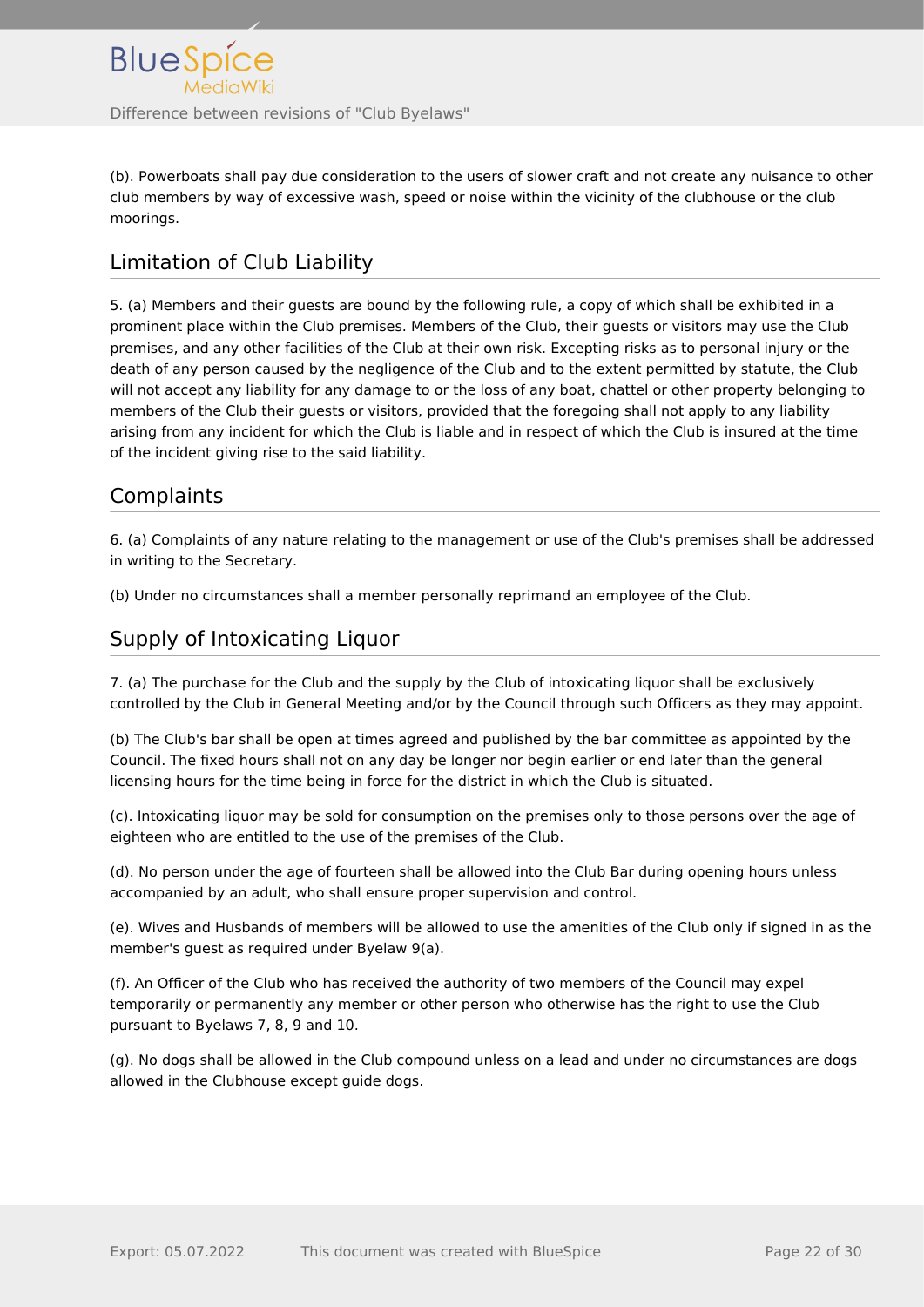(b). Powerboats shall pay due consideration to the users of slower craft and not create any nuisance to other club members by way of excessive wash, speed or noise within the vicinity of the clubhouse or the club moorings.

## Limitation of Club Liability

5. (a) Members and their guests are bound by the following rule, a copy of which shall be exhibited in a prominent place within the Club premises. Members of the Club, their guests or visitors may use the Club premises, and any other facilities of the Club at their own risk. Excepting risks as to personal injury or the death of any person caused by the negligence of the Club and to the extent permitted by statute, the Club will not accept any liability for any damage to or the loss of any boat, chattel or other property belonging to members of the Club their guests or visitors, provided that the foregoing shall not apply to any liability arising from any incident for which the Club is liable and in respect of which the Club is insured at the time of the incident giving rise to the said liability.

## Complaints

6. (a) Complaints of any nature relating to the management or use of the Club's premises shall be addressed in writing to the Secretary.

(b) Under no circumstances shall a member personally reprimand an employee of the Club.

## Supply of Intoxicating Liquor

7. (a) The purchase for the Club and the supply by the Club of intoxicating liquor shall be exclusively controlled by the Club in General Meeting and/or by the Council through such Officers as they may appoint.

(b) The Club's bar shall be open at times agreed and published by the bar committee as appointed by the Council. The fixed hours shall not on any day be longer nor begin earlier or end later than the general licensing hours for the time being in force for the district in which the Club is situated.

(c). Intoxicating liquor may be sold for consumption on the premises only to those persons over the age of eighteen who are entitled to the use of the premises of the Club.

(d). No person under the age of fourteen shall be allowed into the Club Bar during opening hours unless accompanied by an adult, who shall ensure proper supervision and control.

(e). Wives and Husbands of members will be allowed to use the amenities of the Club only if signed in as the member's guest as required under Byelaw 9(a).

(f). An Officer of the Club who has received the authority of two members of the Council may expel temporarily or permanently any member or other person who otherwise has the right to use the Club pursuant to Byelaws 7, 8, 9 and 10.

(g). No dogs shall be allowed in the Club compound unless on a lead and under no circumstances are dogs allowed in the Clubhouse except guide dogs.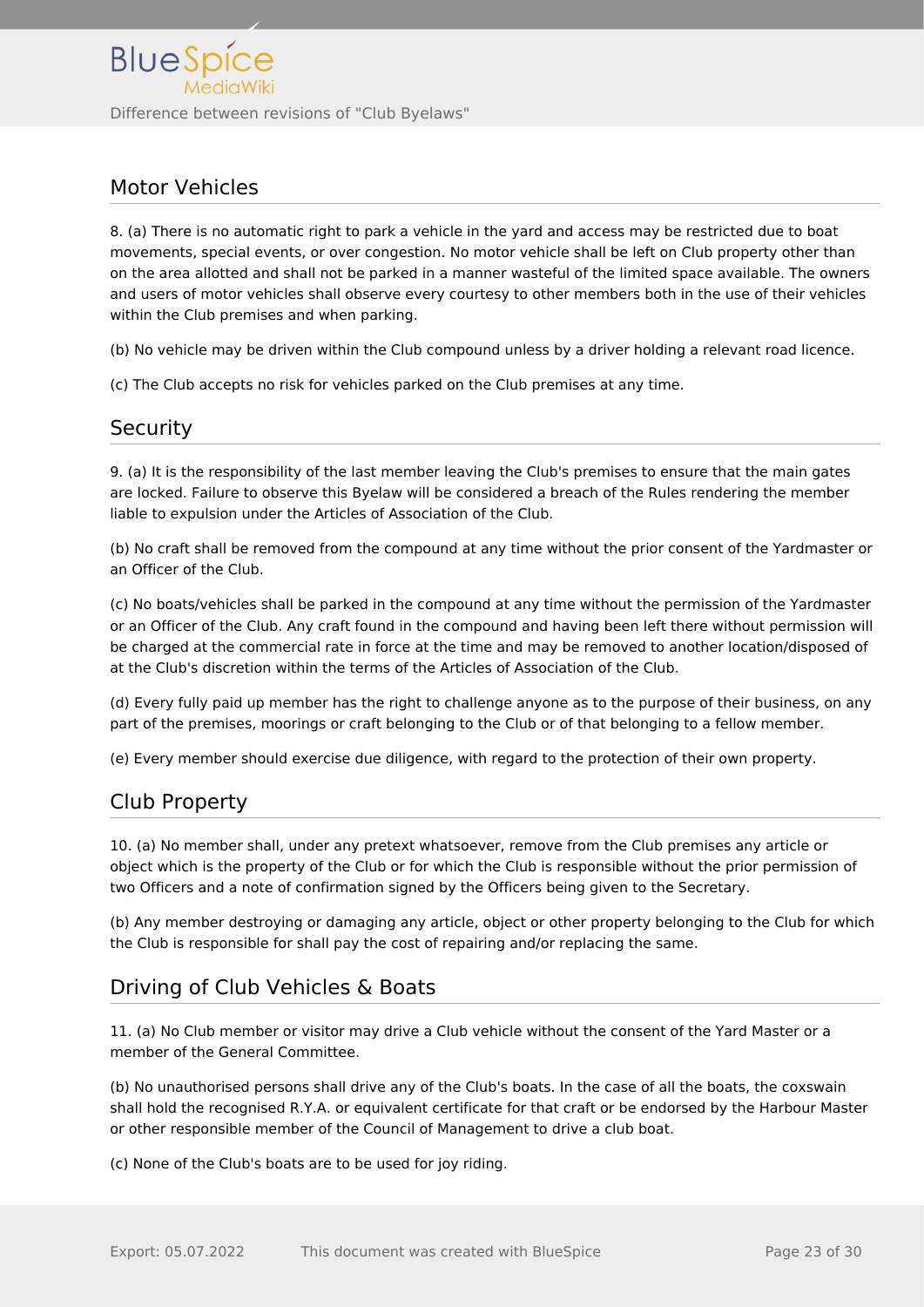## Motor Vehicles

8. (a) There is no automatic right to park a vehicle in the yard and access may be restricted due to boat movements, special events, or over congestion. No motor vehicle shall be left on Club property other than on the area allotted and shall not be parked in a manner wasteful of the limited space available. The owners and users of motor vehicles shall observe every courtesy to other members both in the use of their vehicles within the Club premises and when parking.

(b) No vehicle may be driven within the Club compound unless by a driver holding a relevant road licence.

(c) The Club accepts no risk for vehicles parked on the Club premises at any time.

## Security

9. (a) It is the responsibility of the last member leaving the Club's premises to ensure that the main gates are locked. Failure to observe this Byelaw will be considered a breach of the Rules rendering the member liable to expulsion under the Articles of Association of the Club.

(b) No craft shall be removed from the compound at any time without the prior consent of the Yardmaster or an Officer of the Club.

(c) No boats/vehicles shall be parked in the compound at any time without the permission of the Yardmaster or an Officer of the Club. Any craft found in the compound and having been left there without permission will be charged at the commercial rate in force at the time and may be removed to another location/disposed of at the Club's discretion within the terms of the Articles of Association of the Club.

(d) Every fully paid up member has the right to challenge anyone as to the purpose of their business, on any part of the premises, moorings or craft belonging to the Club or of that belonging to a fellow member.

(e) Every member should exercise due diligence, with regard to the protection of their own property.

## Club Property

10. (a) No member shall, under any pretext whatsoever, remove from the Club premises any article or object which is the property of the Club or for which the Club is responsible without the prior permission of two Officers and a note of confirmation signed by the Officers being given to the Secretary.

(b) Any member destroying or damaging any article, object or other property belonging to the Club for which the Club is responsible for shall pay the cost of repairing and/or replacing the same.

## Driving of Club Vehicles & Boats

11. (a) No Club member or visitor may drive a Club vehicle without the consent of the Yard Master or a member of the General Committee.

(b) No unauthorised persons shall drive any of the Club's boats. In the case of all the boats, the coxswain shall hold the recognised R.Y.A. or equivalent certificate for that craft or be endorsed by the Harbour Master or other responsible member of the Council of Management to drive a club boat.

(c) None of the Club's boats are to be used for joy riding.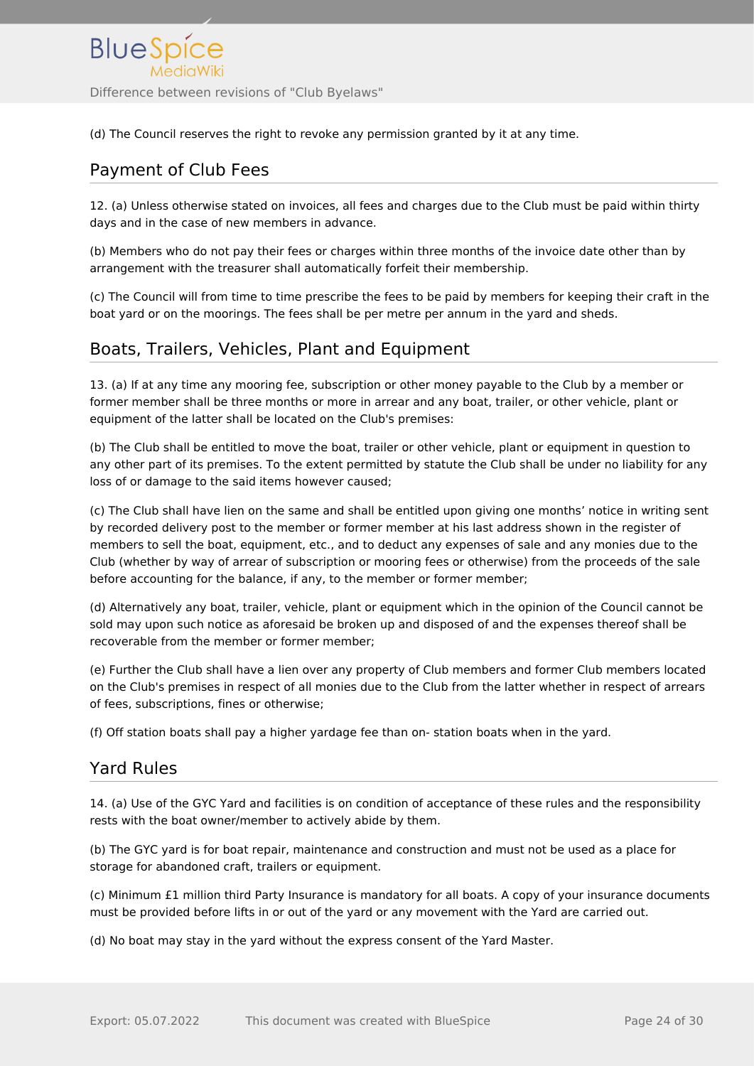(d) The Council reserves the right to revoke any permission granted by it at any time.

## Payment of Club Fees

12. (a) Unless otherwise stated on invoices, all fees and charges due to the Club must be paid within thirty days and in the case of new members in advance.

(b) Members who do not pay their fees or charges within three months of the invoice date other than by arrangement with the treasurer shall automatically forfeit their membership.

(c) The Council will from time to time prescribe the fees to be paid by members for keeping their craft in the boat yard or on the moorings. The fees shall be per metre per annum in the yard and sheds.

## Boats, Trailers, Vehicles, Plant and Equipment

13. (a) If at any time any mooring fee, subscription or other money payable to the Club by a member or former member shall be three months or more in arrear and any boat, trailer, or other vehicle, plant or equipment of the latter shall be located on the Club's premises:

(b) The Club shall be entitled to move the boat, trailer or other vehicle, plant or equipment in question to any other part of its premises. To the extent permitted by statute the Club shall be under no liability for any loss of or damage to the said items however caused;

(c) The Club shall have lien on the same and shall be entitled upon giving one months' notice in writing sent by recorded delivery post to the member or former member at his last address shown in the register of members to sell the boat, equipment, etc., and to deduct any expenses of sale and any monies due to the Club (whether by way of arrear of subscription or mooring fees or otherwise) from the proceeds of the sale before accounting for the balance, if any, to the member or former member;

(d) Alternatively any boat, trailer, vehicle, plant or equipment which in the opinion of the Council cannot be sold may upon such notice as aforesaid be broken up and disposed of and the expenses thereof shall be recoverable from the member or former member;

(e) Further the Club shall have a lien over any property of Club members and former Club members located on the Club's premises in respect of all monies due to the Club from the latter whether in respect of arrears of fees, subscriptions, fines or otherwise;

(f) Off station boats shall pay a higher yardage fee than on- station boats when in the yard.

## Yard Rules

14. (a) Use of the GYC Yard and facilities is on condition of acceptance of these rules and the responsibility rests with the boat owner/member to actively abide by them.

(b) The GYC yard is for boat repair, maintenance and construction and must not be used as a place for storage for abandoned craft, trailers or equipment.

(c) Minimum £1 million third Party Insurance is mandatory for all boats. A copy of your insurance documents must be provided before lifts in or out of the yard or any movement with the Yard are carried out.

(d) No boat may stay in the yard without the express consent of the Yard Master.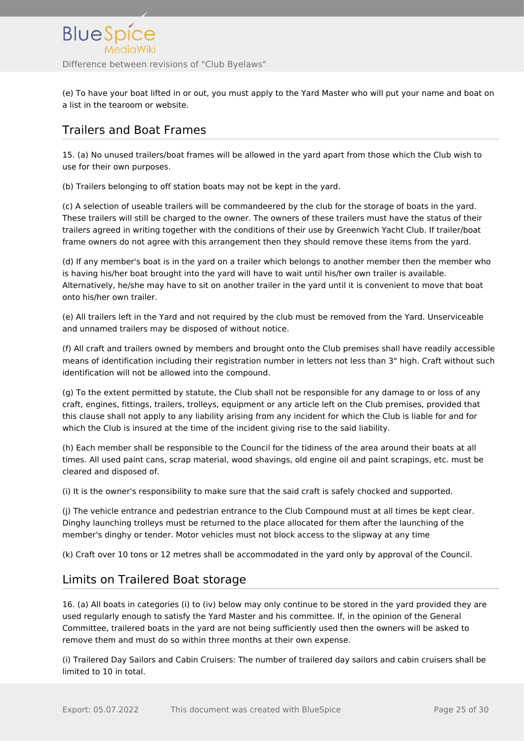(e) To have your boat lifted in or out, you must apply to the Yard Master who will put your name and boat on a list in the tearoom or website.

## Trailers and Boat Frames

15. (a) No unused trailers/boat frames will be allowed in the yard apart from those which the Club wish to use for their own purposes.

(b) Trailers belonging to off station boats may not be kept in the yard.

(c) A selection of useable trailers will be commandeered by the club for the storage of boats in the yard. These trailers will still be charged to the owner. The owners of these trailers must have the status of their trailers agreed in writing together with the conditions of their use by Greenwich Yacht Club. If trailer/boat frame owners do not agree with this arrangement then they should remove these items from the yard.

(d) If any member's boat is in the yard on a trailer which belongs to another member then the member who is having his/her boat brought into the yard will have to wait until his/her own trailer is available. Alternatively, he/she may have to sit on another trailer in the yard until it is convenient to move that boat onto his/her own trailer.

(e) All trailers left in the Yard and not required by the club must be removed from the Yard. Unserviceable and unnamed trailers may be disposed of without notice.

(f) All craft and trailers owned by members and brought onto the Club premises shall have readily accessible means of identification including their registration number in letters not less than 3" high. Craft without such identification will not be allowed into the compound.

(g) To the extent permitted by statute, the Club shall not be responsible for any damage to or loss of any craft, engines, fittings, trailers, trolleys, equipment or any article left on the Club premises, provided that this clause shall not apply to any liability arising from any incident for which the Club is liable for and for which the Club is insured at the time of the incident giving rise to the said liability.

(h) Each member shall be responsible to the Council for the tidiness of the area around their boats at all times. All used paint cans, scrap material, wood shavings, old engine oil and paint scrapings, etc. must be cleared and disposed of.

(i) It is the owner's responsibility to make sure that the said craft is safely chocked and supported.

(j) The vehicle entrance and pedestrian entrance to the Club Compound must at all times be kept clear. Dinghy launching trolleys must be returned to the place allocated for them after the launching of the member's dinghy or tender. Motor vehicles must not block access to the slipway at any time

(k) Craft over 10 tons or 12 metres shall be accommodated in the yard only by approval of the Council.

## Limits on Trailered Boat storage

16. (a) All boats in categories (i) to (iv) below may only continue to be stored in the yard provided they are used regularly enough to satisfy the Yard Master and his committee. If, in the opinion of the General Committee, trailered boats in the yard are not being sufficiently used then the owners will be asked to remove them and must do so within three months at their own expense.

(i) Trailered Day Sailors and Cabin Cruisers: The number of trailered day sailors and cabin cruisers shall be limited to 10 in total.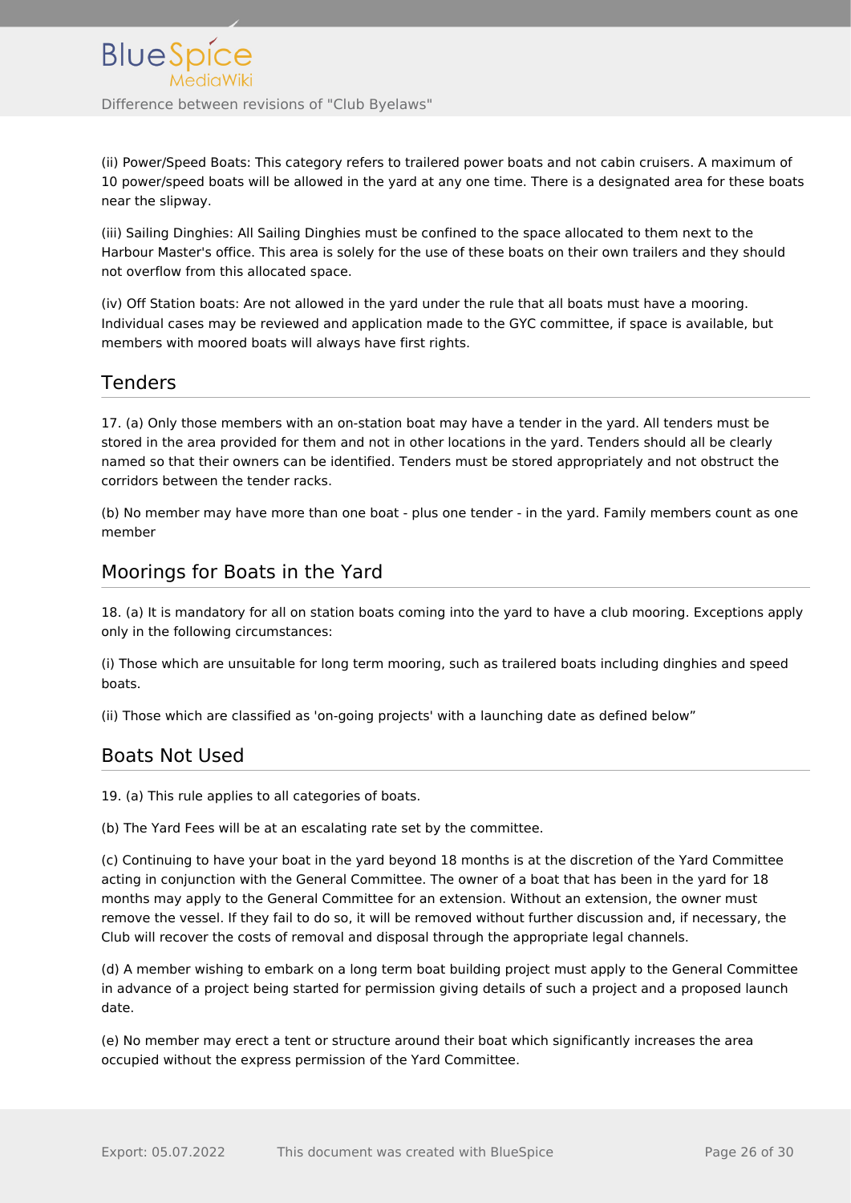(ii) Power/Speed Boats: This category refers to trailered power boats and not cabin cruisers. A maximum of 10 power/speed boats will be allowed in the yard at any one time. There is a designated area for these boats near the slipway.

(iii) Sailing Dinghies: All Sailing Dinghies must be confined to the space allocated to them next to the Harbour Master's office. This area is solely for the use of these boats on their own trailers and they should not overflow from this allocated space.

(iv) Off Station boats: Are not allowed in the yard under the rule that all boats must have a mooring. Individual cases may be reviewed and application made to the GYC committee, if space is available, but members with moored boats will always have first rights.

## Tenders

17. (a) Only those members with an on-station boat may have a tender in the yard. All tenders must be stored in the area provided for them and not in other locations in the yard. Tenders should all be clearly named so that their owners can be identified. Tenders must be stored appropriately and not obstruct the corridors between the tender racks.

(b) No member may have more than one boat - plus one tender - in the yard. Family members count as one member

## Moorings for Boats in the Yard

18. (a) It is mandatory for all on station boats coming into the yard to have a club mooring. Exceptions apply only in the following circumstances:

(i) Those which are unsuitable for long term mooring, such as trailered boats including dinghies and speed boats.

(ii) Those which are classified as 'on-going projects' with a launching date as defined below”

## Boats Not Used

19. (a) This rule applies to all categories of boats.

(b) The Yard Fees will be at an escalating rate set by the committee.

(c) Continuing to have your boat in the yard beyond 18 months is at the discretion of the Yard Committee acting in conjunction with the General Committee. The owner of a boat that has been in the yard for 18 months may apply to the General Committee for an extension. Without an extension, the owner must remove the vessel. If they fail to do so, it will be removed without further discussion and, if necessary, the Club will recover the costs of removal and disposal through the appropriate legal channels.

(d) A member wishing to embark on a long term boat building project must apply to the General Committee in advance of a project being started for permission giving details of such a project and a proposed launch date.

(e) No member may erect a tent or structure around their boat which significantly increases the area occupied without the express permission of the Yard Committee.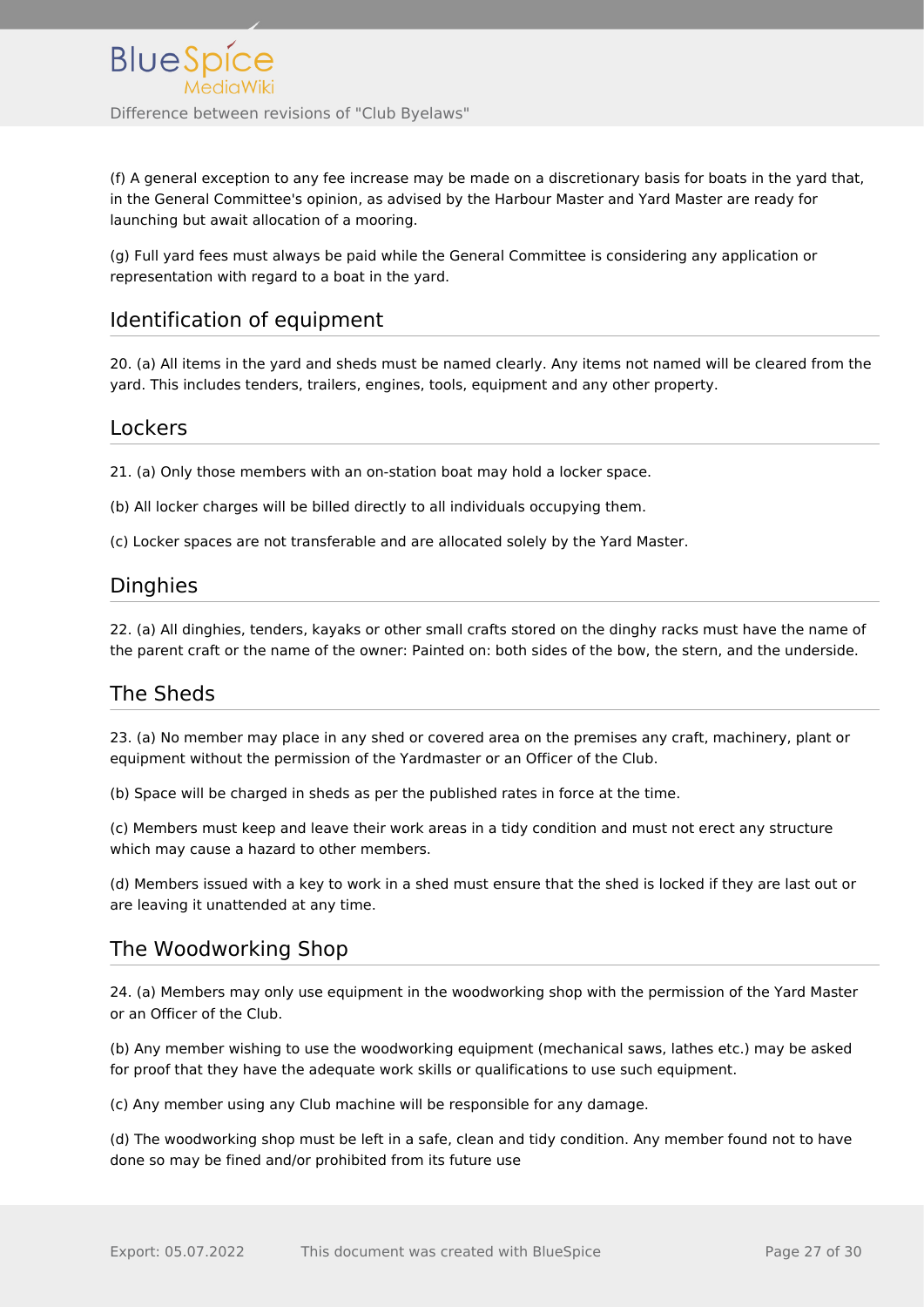(f) A general exception to any fee increase may be made on a discretionary basis for boats in the yard that, in the General Committee's opinion, as advised by the Harbour Master and Yard Master are ready for launching but await allocation of a mooring.

(g) Full yard fees must always be paid while the General Committee is considering any application or representation with regard to a boat in the yard.

## Identification of equipment

20. (a) All items in the yard and sheds must be named clearly. Any items not named will be cleared from the yard. This includes tenders, trailers, engines, tools, equipment and any other property.

## Lockers

21. (a) Only those members with an on-station boat may hold a locker space.

(b) All locker charges will be billed directly to all individuals occupying them.

(c) Locker spaces are not transferable and are allocated solely by the Yard Master.

## Dinghies

22. (a) All dinghies, tenders, kayaks or other small crafts stored on the dinghy racks must have the name of the parent craft or the name of the owner: Painted on: both sides of the bow, the stern, and the underside.

## The Sheds

23. (a) No member may place in any shed or covered area on the premises any craft, machinery, plant or equipment without the permission of the Yardmaster or an Officer of the Club.

(b) Space will be charged in sheds as per the published rates in force at the time.

(c) Members must keep and leave their work areas in a tidy condition and must not erect any structure which may cause a hazard to other members.

(d) Members issued with a key to work in a shed must ensure that the shed is locked if they are last out or are leaving it unattended at any time.

## The Woodworking Shop

24. (a) Members may only use equipment in the woodworking shop with the permission of the Yard Master or an Officer of the Club.

(b) Any member wishing to use the woodworking equipment (mechanical saws, lathes etc.) may be asked for proof that they have the adequate work skills or qualifications to use such equipment.

(c) Any member using any Club machine will be responsible for any damage.

(d) The woodworking shop must be left in a safe, clean and tidy condition. Any member found not to have done so may be fined and/or prohibited from its future use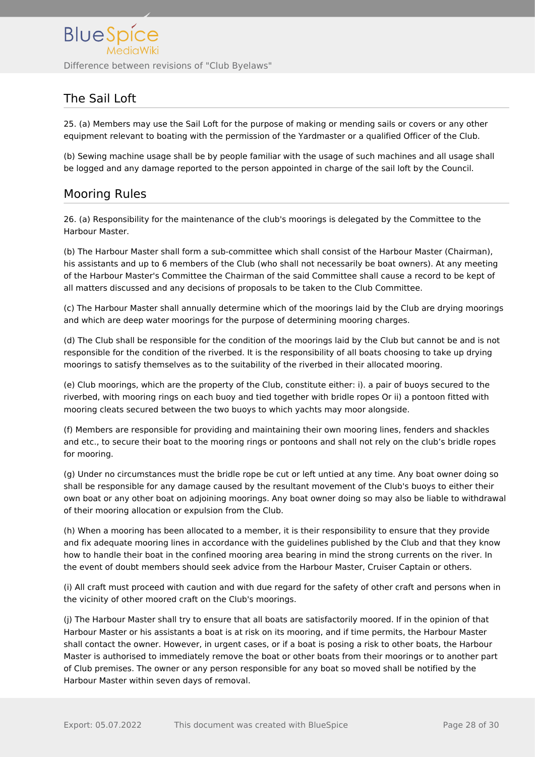## The Sail Loft

25. (a) Members may use the Sail Loft for the purpose of making or mending sails or covers or any other equipment relevant to boating with the permission of the Yardmaster or a qualified Officer of the Club.

(b) Sewing machine usage shall be by people familiar with the usage of such machines and all usage shall be logged and any damage reported to the person appointed in charge of the sail loft by the Council.

## Mooring Rules

26. (a) Responsibility for the maintenance of the club's moorings is delegated by the Committee to the Harbour Master.

(b) The Harbour Master shall form a sub-committee which shall consist of the Harbour Master (Chairman), his assistants and up to 6 members of the Club (who shall not necessarily be boat owners). At any meeting of the Harbour Master's Committee the Chairman of the said Committee shall cause a record to be kept of all matters discussed and any decisions of proposals to be taken to the Club Committee.

(c) The Harbour Master shall annually determine which of the moorings laid by the Club are drying moorings and which are deep water moorings for the purpose of determining mooring charges.

(d) The Club shall be responsible for the condition of the moorings laid by the Club but cannot be and is not responsible for the condition of the riverbed. It is the responsibility of all boats choosing to take up drying moorings to satisfy themselves as to the suitability of the riverbed in their allocated mooring.

(e) Club moorings, which are the property of the Club, constitute either: i). a pair of buoys secured to the riverbed, with mooring rings on each buoy and tied together with bridle ropes Or ii) a pontoon fitted with mooring cleats secured between the two buoys to which yachts may moor alongside.

(f) Members are responsible for providing and maintaining their own mooring lines, fenders and shackles and etc., to secure their boat to the mooring rings or pontoons and shall not rely on the club’s bridle ropes for mooring.

(g) Under no circumstances must the bridle rope be cut or left untied at any time. Any boat owner doing so shall be responsible for any damage caused by the resultant movement of the Club's buoys to either their own boat or any other boat on adjoining moorings. Any boat owner doing so may also be liable to withdrawal of their mooring allocation or expulsion from the Club.

(h) When a mooring has been allocated to a member, it is their responsibility to ensure that they provide and fix adequate mooring lines in accordance with the guidelines published by the Club and that they know how to handle their boat in the confined mooring area bearing in mind the strong currents on the river. In the event of doubt members should seek advice from the Harbour Master, Cruiser Captain or others.

(i) All craft must proceed with caution and with due regard for the safety of other craft and persons when in the vicinity of other moored craft on the Club's moorings.

(j) The Harbour Master shall try to ensure that all boats are satisfactorily moored. If in the opinion of that Harbour Master or his assistants a boat is at risk on its mooring, and if time permits, the Harbour Master shall contact the owner. However, in urgent cases, or if a boat is posing a risk to other boats, the Harbour Master is authorised to immediately remove the boat or other boats from their moorings or to another part of Club premises. The owner or any person responsible for any boat so moved shall be notified by the Harbour Master within seven days of removal.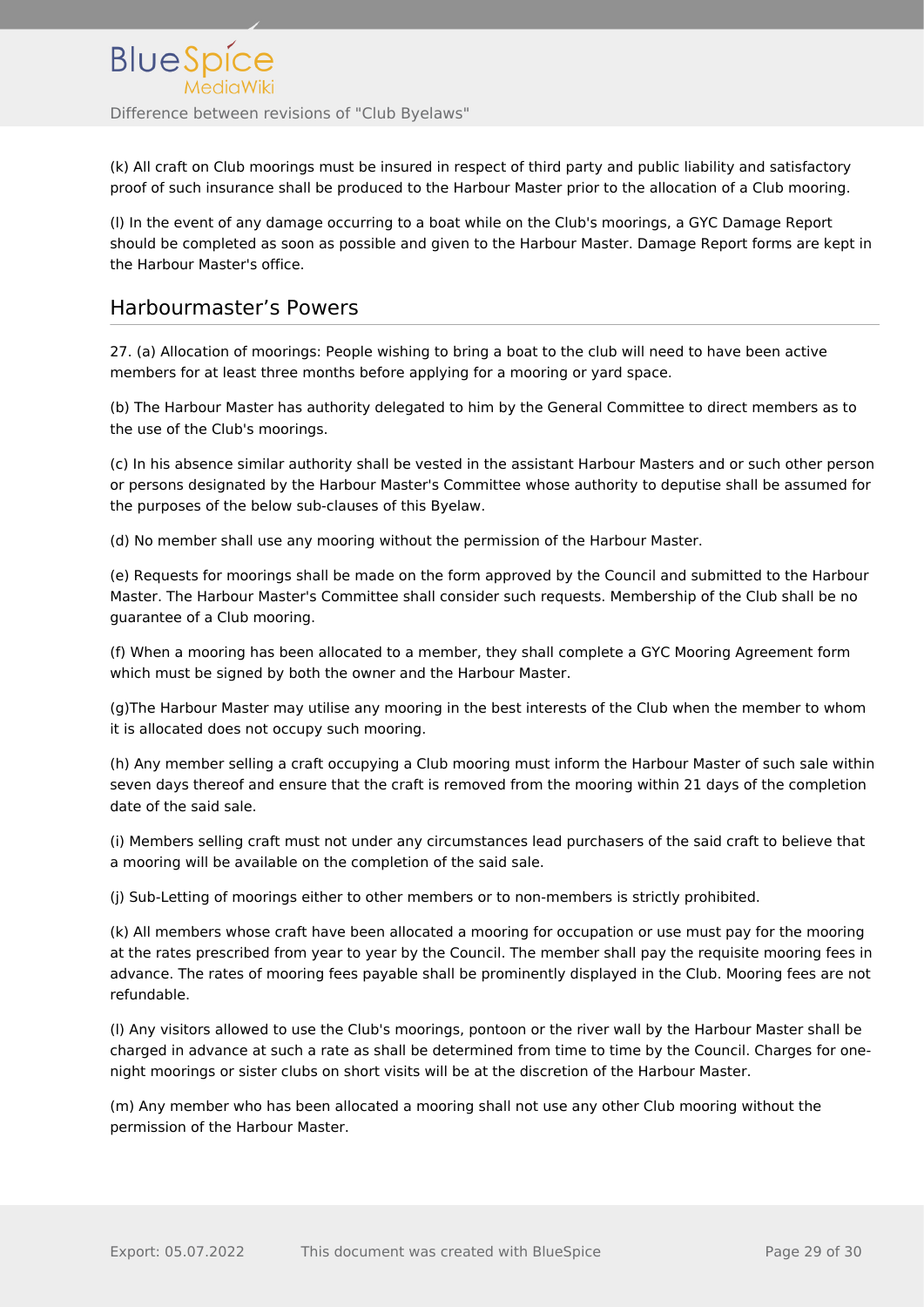(k) All craft on Club moorings must be insured in respect of third party and public liability and satisfactory proof of such insurance shall be produced to the Harbour Master prior to the allocation of a Club mooring.

(l) In the event of any damage occurring to a boat while on the Club's moorings, a GYC Damage Report should be completed as soon as possible and given to the Harbour Master. Damage Report forms are kept in the Harbour Master's office.

## Harbourmaster’s Powers

27. (a) Allocation of moorings: People wishing to bring a boat to the club will need to have been active members for at least three months before applying for a mooring or yard space.

(b) The Harbour Master has authority delegated to him by the General Committee to direct members as to the use of the Club's moorings.

(c) In his absence similar authority shall be vested in the assistant Harbour Masters and or such other person or persons designated by the Harbour Master's Committee whose authority to deputise shall be assumed for the purposes of the below sub-clauses of this Byelaw.

(d) No member shall use any mooring without the permission of the Harbour Master.

(e) Requests for moorings shall be made on the form approved by the Council and submitted to the Harbour Master. The Harbour Master's Committee shall consider such requests. Membership of the Club shall be no guarantee of a Club mooring.

(f) When a mooring has been allocated to a member, they shall complete a GYC Mooring Agreement form which must be signed by both the owner and the Harbour Master.

(g)The Harbour Master may utilise any mooring in the best interests of the Club when the member to whom it is allocated does not occupy such mooring.

(h) Any member selling a craft occupying a Club mooring must inform the Harbour Master of such sale within seven days thereof and ensure that the craft is removed from the mooring within 21 days of the completion date of the said sale.

(i) Members selling craft must not under any circumstances lead purchasers of the said craft to believe that a mooring will be available on the completion of the said sale.

(j) Sub-Letting of moorings either to other members or to non-members is strictly prohibited.

(k) All members whose craft have been allocated a mooring for occupation or use must pay for the mooring at the rates prescribed from year to year by the Council. The member shall pay the requisite mooring fees in advance. The rates of mooring fees payable shall be prominently displayed in the Club. Mooring fees are not refundable.

(l) Any visitors allowed to use the Club's moorings, pontoon or the river wall by the Harbour Master shall be charged in advance at such a rate as shall be determined from time to time by the Council. Charges for one-night moorings or sister clubs on short visits will be at the discretion of the Harbour Master.

(m) Any member who has been allocated a mooring shall not use any other Club mooring without the permission of the Harbour Master.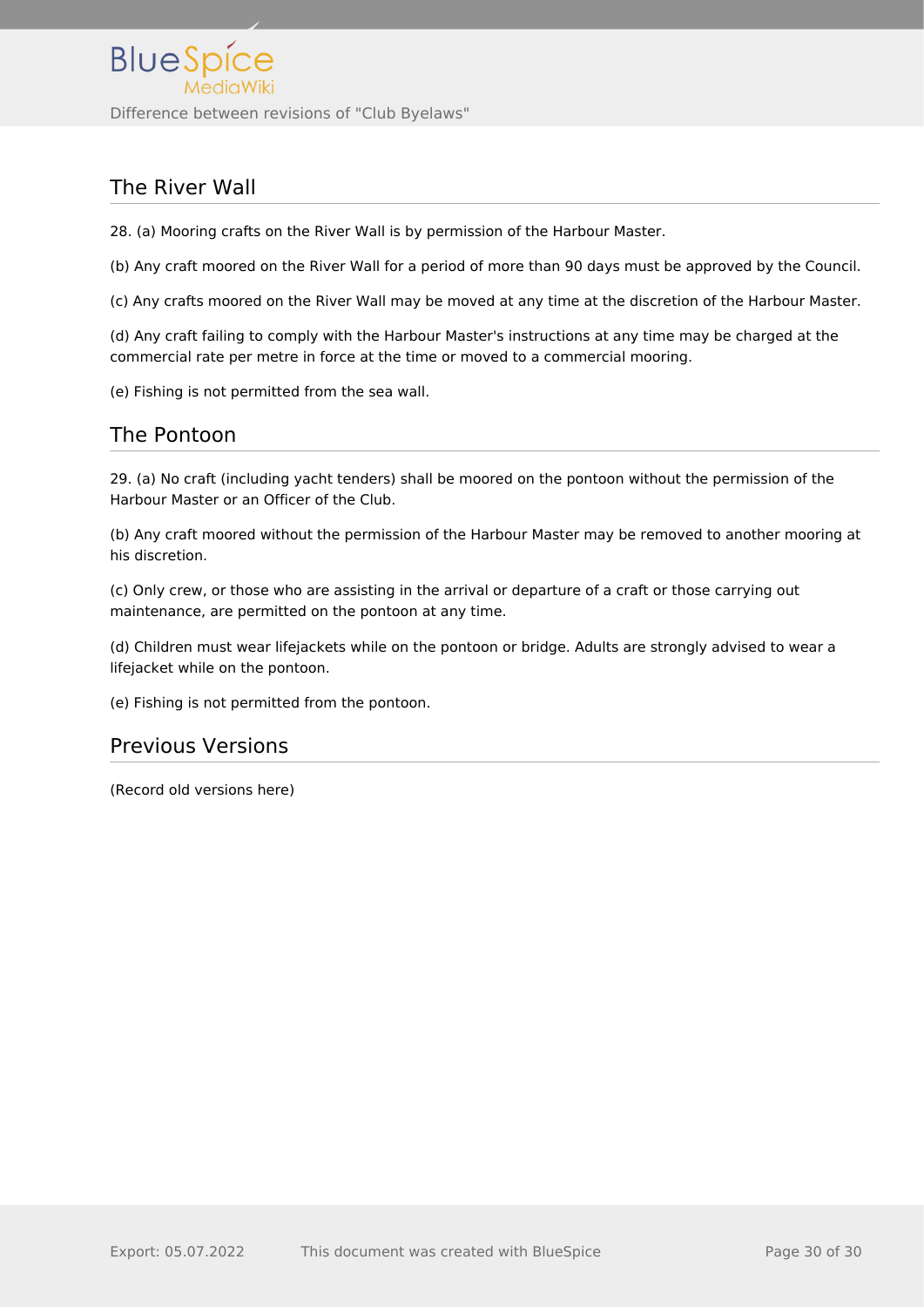## The River Wall

28. (a) Mooring crafts on the River Wall is by permission of the Harbour Master.

(b) Any craft moored on the River Wall for a period of more than 90 days must be approved by the Council.

(c) Any crafts moored on the River Wall may be moved at any time at the discretion of the Harbour Master.

(d) Any craft failing to comply with the Harbour Master's instructions at any time may be charged at the commercial rate per metre in force at the time or moved to a commercial mooring.

(e) Fishing is not permitted from the sea wall.

## The Pontoon

29. (a) No craft (including yacht tenders) shall be moored on the pontoon without the permission of the Harbour Master or an Officer of the Club.

(b) Any craft moored without the permission of the Harbour Master may be removed to another mooring at his discretion.

(c) Only crew, or those who are assisting in the arrival or departure of a craft or those carrying out maintenance, are permitted on the pontoon at any time.

(d) Children must wear lifejackets while on the pontoon or bridge. Adults are strongly advised to wear a lifejacket while on the pontoon.

(e) Fishing is not permitted from the pontoon.

## Previous Versions

(Record old versions here)